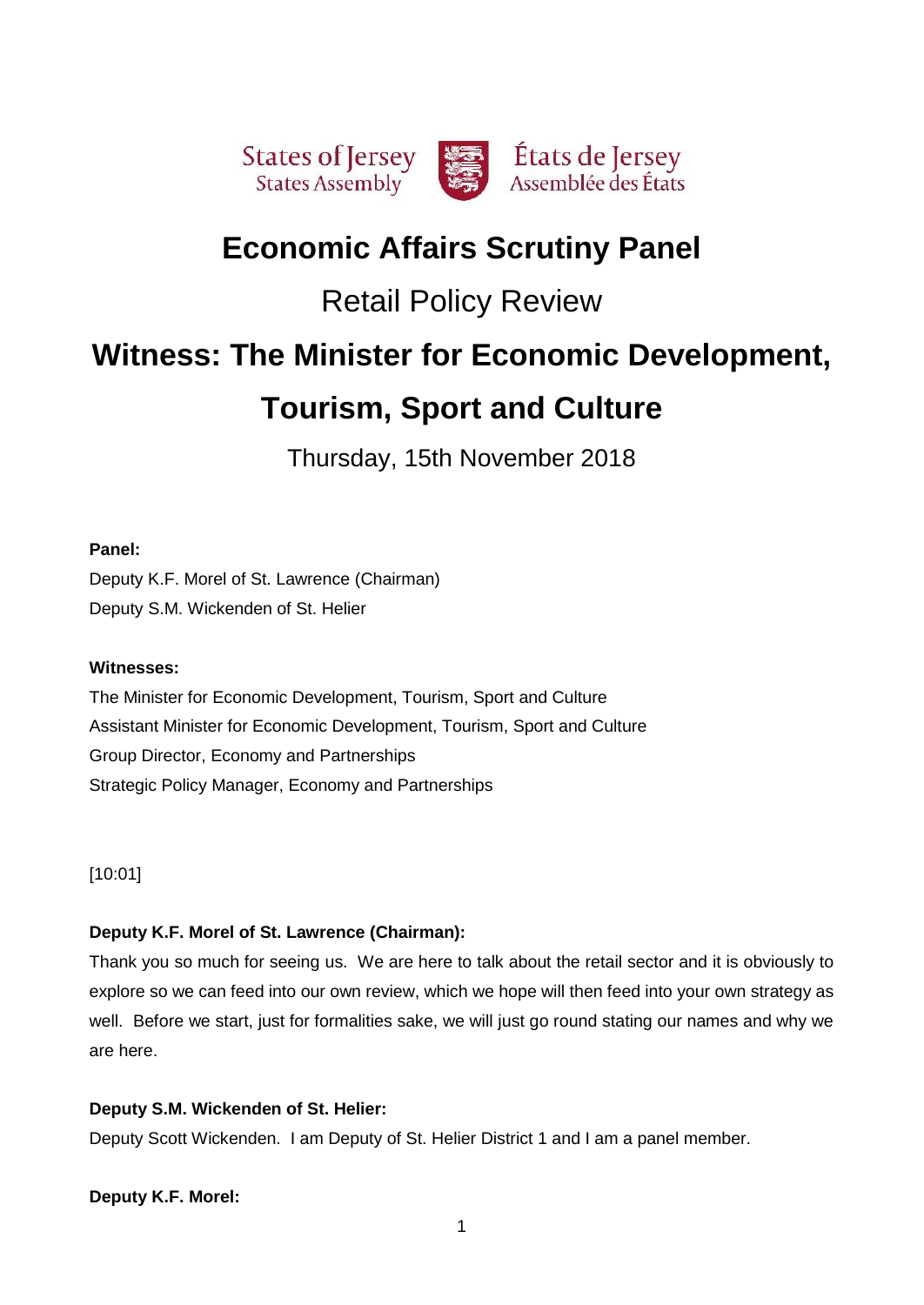States of Jersey
States Assembly

États de Jersey
Assemblée des États

# Economic Affairs Scrutiny Panel

## Retail Policy Review

# Witness: The Minister for Economic Development, Tourism, Sport and Culture

Thursday, 15th November 2018

**Panel:**

Deputy K.F. Morel of St. Lawrence (Chairman)
Deputy S.M. Wickenden of St. Helier

**Witnesses:**

The Minister for Economic Development, Tourism, Sport and Culture
Assistant Minister for Economic Development, Tourism, Sport and Culture
Group Director, Economy and Partnerships
Strategic Policy Manager, Economy and Partnerships

[10:01]

**Deputy K.F. Morel of St. Lawrence (Chairman):**

Thank you so much for seeing us. We are here to talk about the retail sector and it is obviously to explore so we can feed into our own review, which we hope will then feed into your own strategy as well. Before we start, just for formalities sake, we will just go round stating our names and why we are here.

**Deputy S.M. Wickenden of St. Helier:**

Deputy Scott Wickenden. I am Deputy of St. Helier District 1 and I am a panel member.

**Deputy K.F. Morel:**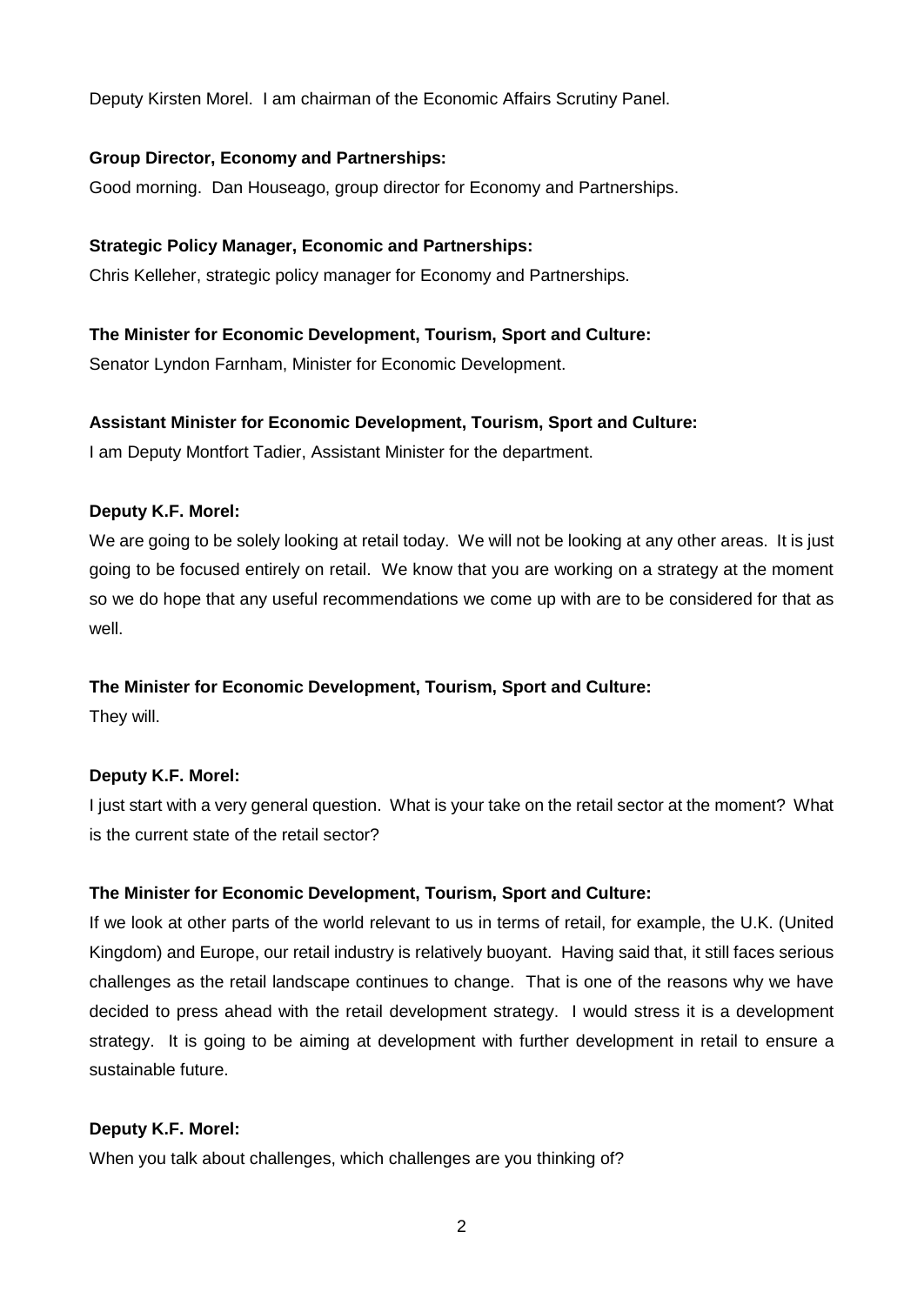Deputy Kirsten Morel. I am chairman of the Economic Affairs Scrutiny Panel.

**Group Director, Economy and Partnerships:**

Good morning. Dan Houseago, group director for Economy and Partnerships.

**Strategic Policy Manager, Economic and Partnerships:**

Chris Kelleher, strategic policy manager for Economy and Partnerships.

**The Minister for Economic Development, Tourism, Sport and Culture:**

Senator Lyndon Farnham, Minister for Economic Development.

**Assistant Minister for Economic Development, Tourism, Sport and Culture:**

I am Deputy Montfort Tadier, Assistant Minister for the department.

**Deputy K.F. Morel:**

We are going to be solely looking at retail today. We will not be looking at any other areas. It is just going to be focused entirely on retail. We know that you are working on a strategy at the moment so we do hope that any useful recommendations we come up with are to be considered for that as well.

**The Minister for Economic Development, Tourism, Sport and Culture:**

They will.

**Deputy K.F. Morel:**

I just start with a very general question. What is your take on the retail sector at the moment? What is the current state of the retail sector?

**The Minister for Economic Development, Tourism, Sport and Culture:**

If we look at other parts of the world relevant to us in terms of retail, for example, the U.K. (United Kingdom) and Europe, our retail industry is relatively buoyant. Having said that, it still faces serious challenges as the retail landscape continues to change. That is one of the reasons why we have decided to press ahead with the retail development strategy. I would stress it is a development strategy. It is going to be aiming at development with further development in retail to ensure a sustainable future.

**Deputy K.F. Morel:**

When you talk about challenges, which challenges are you thinking of?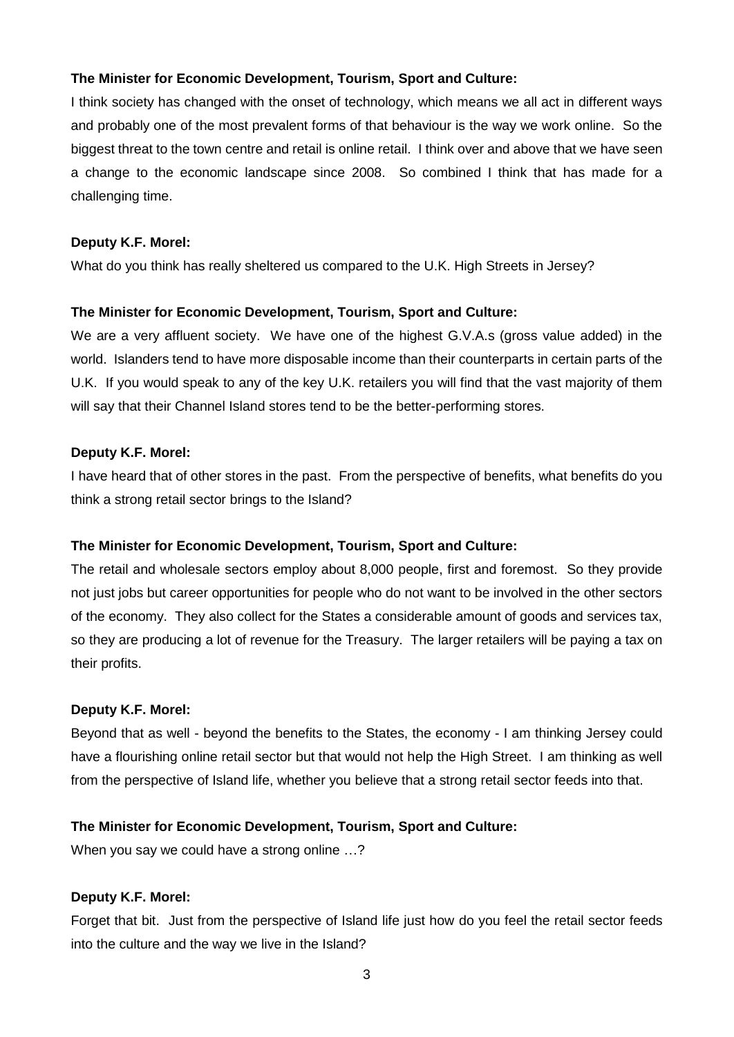**The Minister for Economic Development, Tourism, Sport and Culture:**

I think society has changed with the onset of technology, which means we all act in different ways and probably one of the most prevalent forms of that behaviour is the way we work online. So the biggest threat to the town centre and retail is online retail. I think over and above that we have seen a change to the economic landscape since 2008. So combined I think that has made for a challenging time.

**Deputy K.F. Morel:**

What do you think has really sheltered us compared to the U.K. High Streets in Jersey?

**The Minister for Economic Development, Tourism, Sport and Culture:**

We are a very affluent society. We have one of the highest G.V.A.s (gross value added) in the world. Islanders tend to have more disposable income than their counterparts in certain parts of the U.K. If you would speak to any of the key U.K. retailers you will find that the vast majority of them will say that their Channel Island stores tend to be the better-performing stores.

**Deputy K.F. Morel:**

I have heard that of other stores in the past. From the perspective of benefits, what benefits do you think a strong retail sector brings to the Island?

**The Minister for Economic Development, Tourism, Sport and Culture:**

The retail and wholesale sectors employ about 8,000 people, first and foremost. So they provide not just jobs but career opportunities for people who do not want to be involved in the other sectors of the economy. They also collect for the States a considerable amount of goods and services tax, so they are producing a lot of revenue for the Treasury. The larger retailers will be paying a tax on their profits.

**Deputy K.F. Morel:**

Beyond that as well - beyond the benefits to the States, the economy - I am thinking Jersey could have a flourishing online retail sector but that would not help the High Street. I am thinking as well from the perspective of Island life, whether you believe that a strong retail sector feeds into that.

**The Minister for Economic Development, Tourism, Sport and Culture:**

When you say we could have a strong online …?

**Deputy K.F. Morel:**

Forget that bit. Just from the perspective of Island life just how do you feel the retail sector feeds into the culture and the way we live in the Island?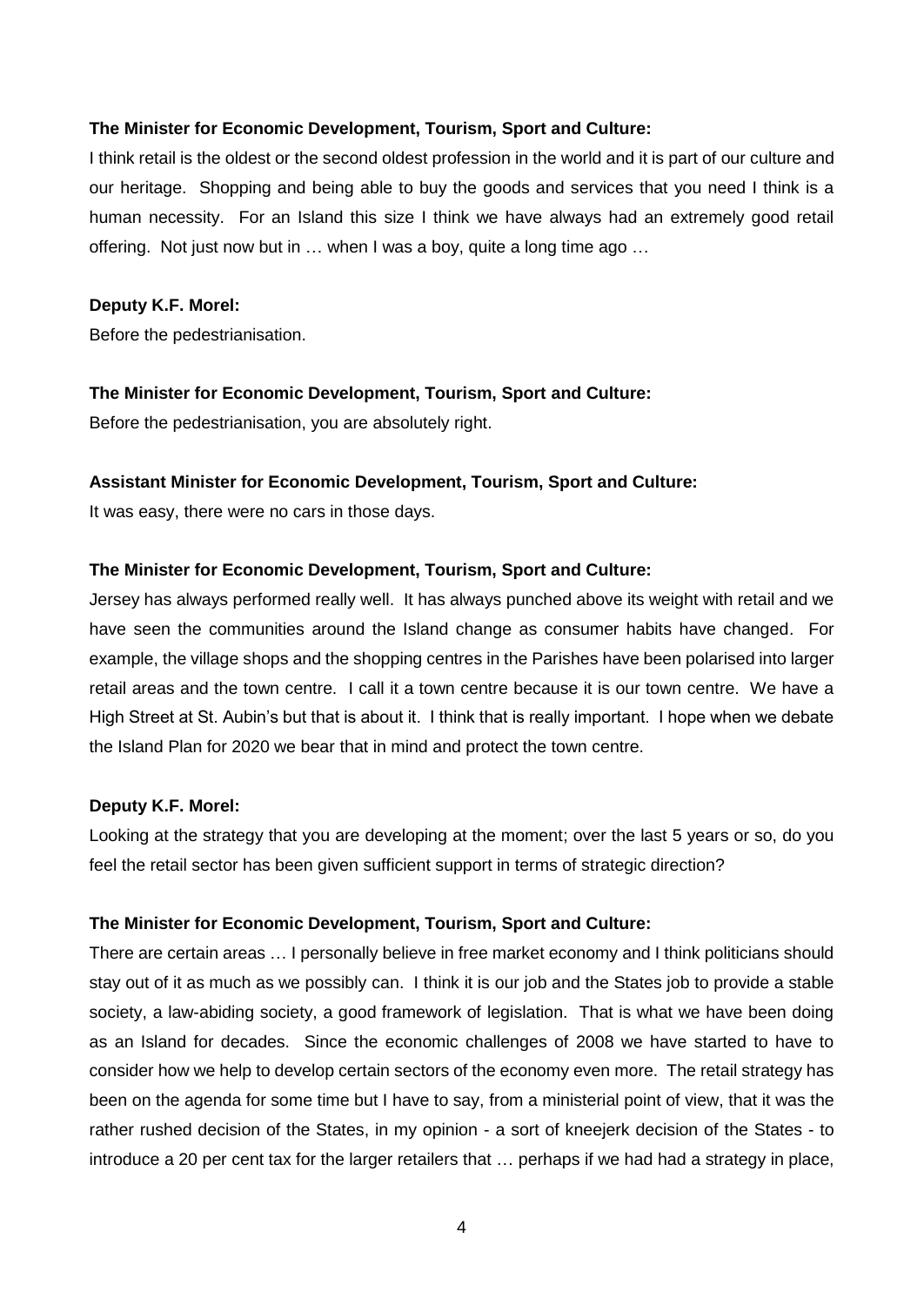**The Minister for Economic Development, Tourism, Sport and Culture:**

I think retail is the oldest or the second oldest profession in the world and it is part of our culture and our heritage. Shopping and being able to buy the goods and services that you need I think is a human necessity. For an Island this size I think we have always had an extremely good retail offering. Not just now but in … when I was a boy, quite a long time ago …

**Deputy K.F. Morel:**

Before the pedestrianisation.

**The Minister for Economic Development, Tourism, Sport and Culture:**

Before the pedestrianisation, you are absolutely right.

**Assistant Minister for Economic Development, Tourism, Sport and Culture:**

It was easy, there were no cars in those days.

**The Minister for Economic Development, Tourism, Sport and Culture:**

Jersey has always performed really well. It has always punched above its weight with retail and we have seen the communities around the Island change as consumer habits have changed. For example, the village shops and the shopping centres in the Parishes have been polarised into larger retail areas and the town centre. I call it a town centre because it is our town centre. We have a High Street at St. Aubin's but that is about it. I think that is really important. I hope when we debate the Island Plan for 2020 we bear that in mind and protect the town centre.

**Deputy K.F. Morel:**

Looking at the strategy that you are developing at the moment; over the last 5 years or so, do you feel the retail sector has been given sufficient support in terms of strategic direction?

**The Minister for Economic Development, Tourism, Sport and Culture:**

There are certain areas … I personally believe in free market economy and I think politicians should stay out of it as much as we possibly can. I think it is our job and the States job to provide a stable society, a law-abiding society, a good framework of legislation. That is what we have been doing as an Island for decades. Since the economic challenges of 2008 we have started to have to consider how we help to develop certain sectors of the economy even more. The retail strategy has been on the agenda for some time but I have to say, from a ministerial point of view, that it was the rather rushed decision of the States, in my opinion - a sort of kneejerk decision of the States - to introduce a 20 per cent tax for the larger retailers that … perhaps if we had had a strategy in place,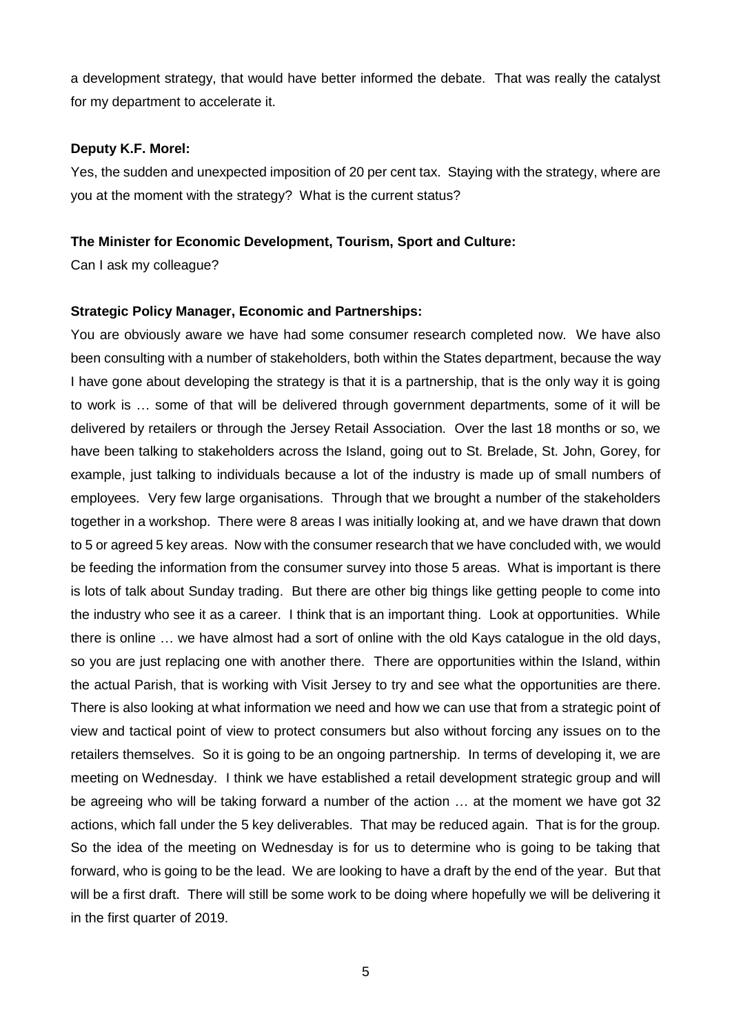a development strategy, that would have better informed the debate. That was really the catalyst for my department to accelerate it.

**Deputy K.F. Morel:**

Yes, the sudden and unexpected imposition of 20 per cent tax. Staying with the strategy, where are you at the moment with the strategy? What is the current status?

**The Minister for Economic Development, Tourism, Sport and Culture:**

Can I ask my colleague?

**Strategic Policy Manager, Economic and Partnerships:**

You are obviously aware we have had some consumer research completed now. We have also been consulting with a number of stakeholders, both within the States department, because the way I have gone about developing the strategy is that it is a partnership, that is the only way it is going to work is … some of that will be delivered through government departments, some of it will be delivered by retailers or through the Jersey Retail Association. Over the last 18 months or so, we have been talking to stakeholders across the Island, going out to St. Brelade, St. John, Gorey, for example, just talking to individuals because a lot of the industry is made up of small numbers of employees. Very few large organisations. Through that we brought a number of the stakeholders together in a workshop. There were 8 areas I was initially looking at, and we have drawn that down to 5 or agreed 5 key areas. Now with the consumer research that we have concluded with, we would be feeding the information from the consumer survey into those 5 areas. What is important is there is lots of talk about Sunday trading. But there are other big things like getting people to come into the industry who see it as a career. I think that is an important thing. Look at opportunities. While there is online … we have almost had a sort of online with the old Kays catalogue in the old days, so you are just replacing one with another there. There are opportunities within the Island, within the actual Parish, that is working with Visit Jersey to try and see what the opportunities are there. There is also looking at what information we need and how we can use that from a strategic point of view and tactical point of view to protect consumers but also without forcing any issues on to the retailers themselves. So it is going to be an ongoing partnership. In terms of developing it, we are meeting on Wednesday. I think we have established a retail development strategic group and will be agreeing who will be taking forward a number of the action … at the moment we have got 32 actions, which fall under the 5 key deliverables. That may be reduced again. That is for the group. So the idea of the meeting on Wednesday is for us to determine who is going to be taking that forward, who is going to be the lead. We are looking to have a draft by the end of the year. But that will be a first draft. There will still be some work to be doing where hopefully we will be delivering it in the first quarter of 2019.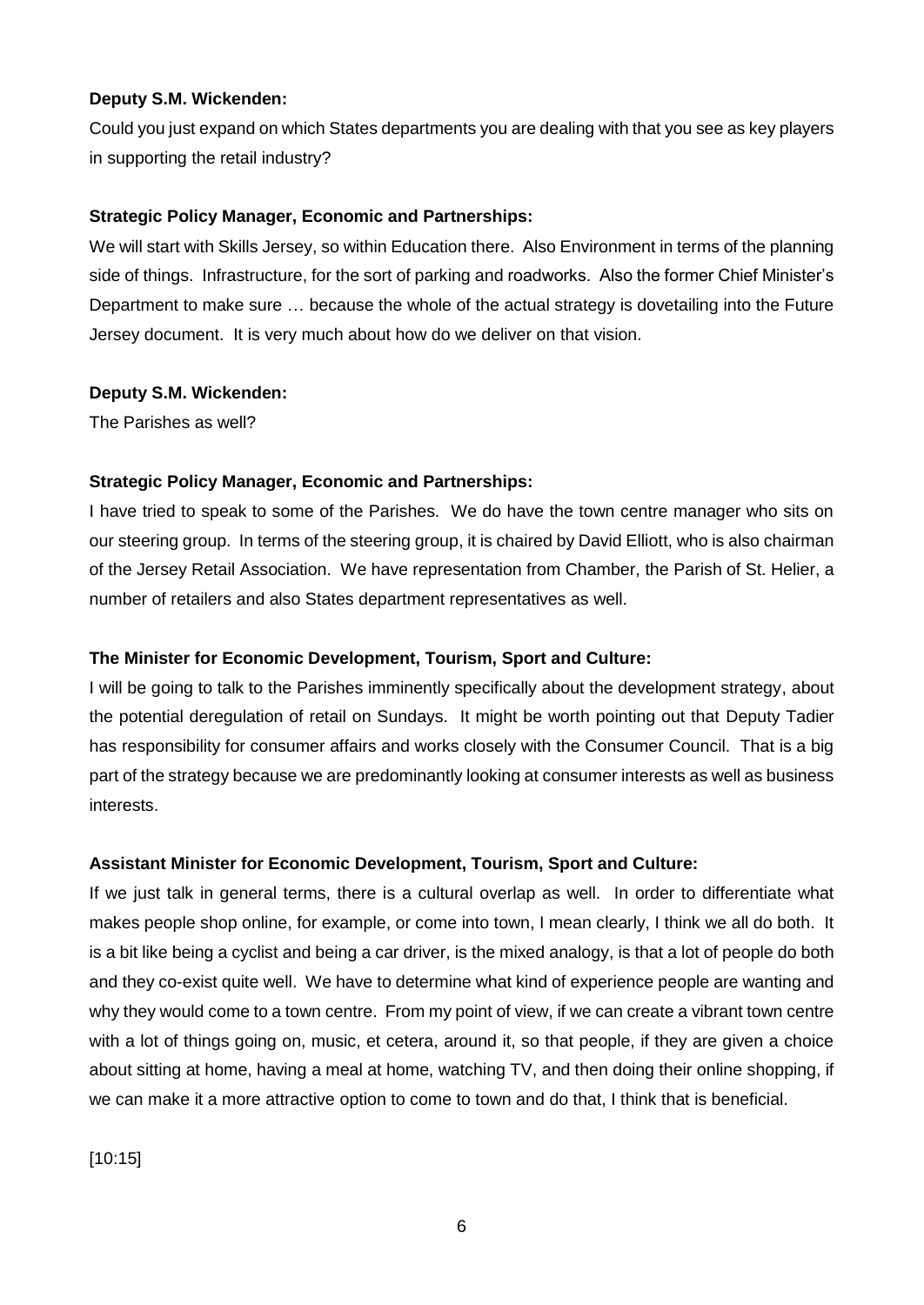**Deputy S.M. Wickenden:**

Could you just expand on which States departments you are dealing with that you see as key players in supporting the retail industry?

**Strategic Policy Manager, Economic and Partnerships:**

We will start with Skills Jersey, so within Education there. Also Environment in terms of the planning side of things. Infrastructure, for the sort of parking and roadworks. Also the former Chief Minister's Department to make sure … because the whole of the actual strategy is dovetailing into the Future Jersey document. It is very much about how do we deliver on that vision.

**Deputy S.M. Wickenden:**

The Parishes as well?

**Strategic Policy Manager, Economic and Partnerships:**

I have tried to speak to some of the Parishes. We do have the town centre manager who sits on our steering group. In terms of the steering group, it is chaired by David Elliott, who is also chairman of the Jersey Retail Association. We have representation from Chamber, the Parish of St. Helier, a number of retailers and also States department representatives as well.

**The Minister for Economic Development, Tourism, Sport and Culture:**

I will be going to talk to the Parishes imminently specifically about the development strategy, about the potential deregulation of retail on Sundays. It might be worth pointing out that Deputy Tadier has responsibility for consumer affairs and works closely with the Consumer Council. That is a big part of the strategy because we are predominantly looking at consumer interests as well as business interests.

**Assistant Minister for Economic Development, Tourism, Sport and Culture:**

If we just talk in general terms, there is a cultural overlap as well. In order to differentiate what makes people shop online, for example, or come into town, I mean clearly, I think we all do both. It is a bit like being a cyclist and being a car driver, is the mixed analogy, is that a lot of people do both and they co-exist quite well. We have to determine what kind of experience people are wanting and why they would come to a town centre. From my point of view, if we can create a vibrant town centre with a lot of things going on, music, et cetera, around it, so that people, if they are given a choice about sitting at home, having a meal at home, watching TV, and then doing their online shopping, if we can make it a more attractive option to come to town and do that, I think that is beneficial.

[10:15]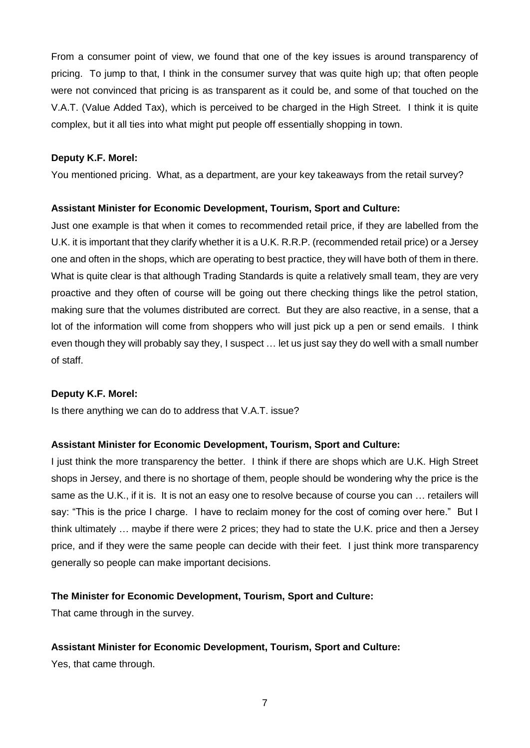From a consumer point of view, we found that one of the key issues is around transparency of pricing. To jump to that, I think in the consumer survey that was quite high up; that often people were not convinced that pricing is as transparent as it could be, and some of that touched on the V.A.T. (Value Added Tax), which is perceived to be charged in the High Street. I think it is quite complex, but it all ties into what might put people off essentially shopping in town.

**Deputy K.F. Morel:**

You mentioned pricing. What, as a department, are your key takeaways from the retail survey?

**Assistant Minister for Economic Development, Tourism, Sport and Culture:**

Just one example is that when it comes to recommended retail price, if they are labelled from the U.K. it is important that they clarify whether it is a U.K. R.R.P. (recommended retail price) or a Jersey one and often in the shops, which are operating to best practice, they will have both of them in there. What is quite clear is that although Trading Standards is quite a relatively small team, they are very proactive and they often of course will be going out there checking things like the petrol station, making sure that the volumes distributed are correct. But they are also reactive, in a sense, that a lot of the information will come from shoppers who will just pick up a pen or send emails. I think even though they will probably say they, I suspect … let us just say they do well with a small number of staff.

**Deputy K.F. Morel:**

Is there anything we can do to address that V.A.T. issue?

**Assistant Minister for Economic Development, Tourism, Sport and Culture:**

I just think the more transparency the better. I think if there are shops which are U.K. High Street shops in Jersey, and there is no shortage of them, people should be wondering why the price is the same as the U.K., if it is. It is not an easy one to resolve because of course you can … retailers will say: "This is the price I charge. I have to reclaim money for the cost of coming over here." But I think ultimately … maybe if there were 2 prices; they had to state the U.K. price and then a Jersey price, and if they were the same people can decide with their feet. I just think more transparency generally so people can make important decisions.

**The Minister for Economic Development, Tourism, Sport and Culture:**

That came through in the survey.

**Assistant Minister for Economic Development, Tourism, Sport and Culture:**

Yes, that came through.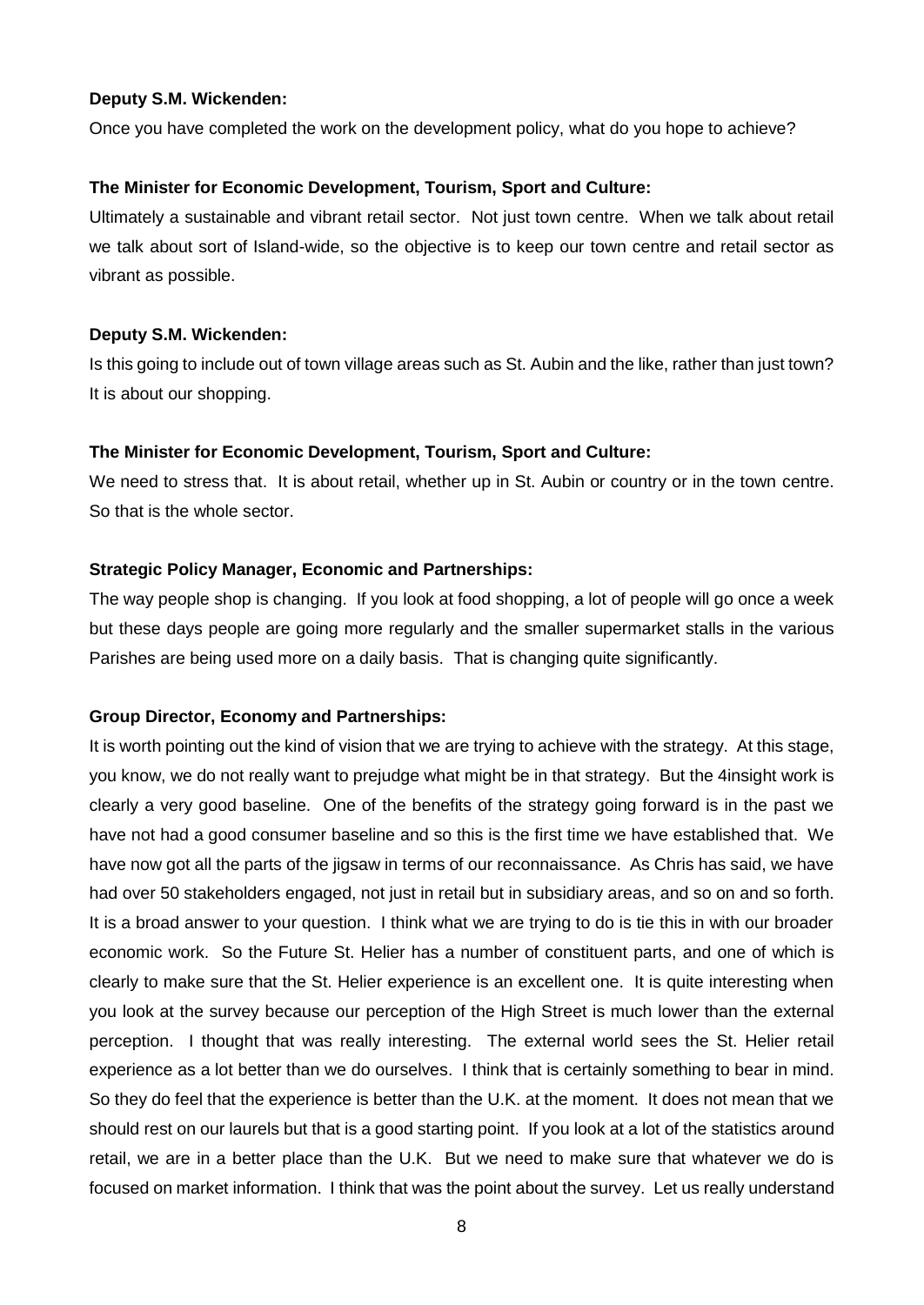**Deputy S.M. Wickenden:**

Once you have completed the work on the development policy, what do you hope to achieve?

**The Minister for Economic Development, Tourism, Sport and Culture:**

Ultimately a sustainable and vibrant retail sector. Not just town centre. When we talk about retail we talk about sort of Island-wide, so the objective is to keep our town centre and retail sector as vibrant as possible.

**Deputy S.M. Wickenden:**

Is this going to include out of town village areas such as St. Aubin and the like, rather than just town? It is about our shopping.

**The Minister for Economic Development, Tourism, Sport and Culture:**

We need to stress that. It is about retail, whether up in St. Aubin or country or in the town centre. So that is the whole sector.

**Strategic Policy Manager, Economic and Partnerships:**

The way people shop is changing. If you look at food shopping, a lot of people will go once a week but these days people are going more regularly and the smaller supermarket stalls in the various Parishes are being used more on a daily basis. That is changing quite significantly.

**Group Director, Economy and Partnerships:**

It is worth pointing out the kind of vision that we are trying to achieve with the strategy. At this stage, you know, we do not really want to prejudge what might be in that strategy. But the 4insight work is clearly a very good baseline. One of the benefits of the strategy going forward is in the past we have not had a good consumer baseline and so this is the first time we have established that. We have now got all the parts of the jigsaw in terms of our reconnaissance. As Chris has said, we have had over 50 stakeholders engaged, not just in retail but in subsidiary areas, and so on and so forth. It is a broad answer to your question. I think what we are trying to do is tie this in with our broader economic work. So the Future St. Helier has a number of constituent parts, and one of which is clearly to make sure that the St. Helier experience is an excellent one. It is quite interesting when you look at the survey because our perception of the High Street is much lower than the external perception. I thought that was really interesting. The external world sees the St. Helier retail experience as a lot better than we do ourselves. I think that is certainly something to bear in mind. So they do feel that the experience is better than the U.K. at the moment. It does not mean that we should rest on our laurels but that is a good starting point. If you look at a lot of the statistics around retail, we are in a better place than the U.K. But we need to make sure that whatever we do is focused on market information. I think that was the point about the survey. Let us really understand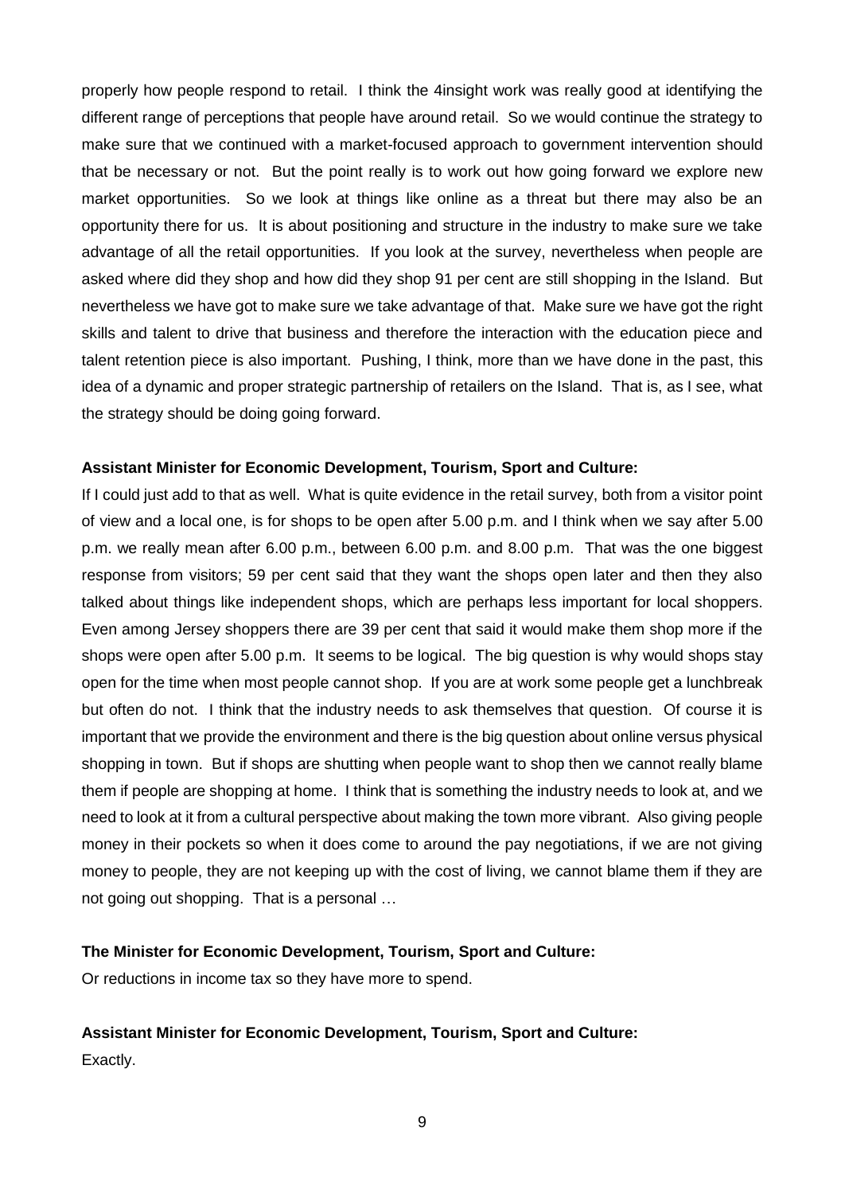properly how people respond to retail. I think the 4insight work was really good at identifying the different range of perceptions that people have around retail. So we would continue the strategy to make sure that we continued with a market-focused approach to government intervention should that be necessary or not. But the point really is to work out how going forward we explore new market opportunities. So we look at things like online as a threat but there may also be an opportunity there for us. It is about positioning and structure in the industry to make sure we take advantage of all the retail opportunities. If you look at the survey, nevertheless when people are asked where did they shop and how did they shop 91 per cent are still shopping in the Island. But nevertheless we have got to make sure we take advantage of that. Make sure we have got the right skills and talent to drive that business and therefore the interaction with the education piece and talent retention piece is also important. Pushing, I think, more than we have done in the past, this idea of a dynamic and proper strategic partnership of retailers on the Island. That is, as I see, what the strategy should be doing going forward.

**Assistant Minister for Economic Development, Tourism, Sport and Culture:**

If I could just add to that as well. What is quite evidence in the retail survey, both from a visitor point of view and a local one, is for shops to be open after 5.00 p.m. and I think when we say after 5.00 p.m. we really mean after 6.00 p.m., between 6.00 p.m. and 8.00 p.m. That was the one biggest response from visitors; 59 per cent said that they want the shops open later and then they also talked about things like independent shops, which are perhaps less important for local shoppers. Even among Jersey shoppers there are 39 per cent that said it would make them shop more if the shops were open after 5.00 p.m. It seems to be logical. The big question is why would shops stay open for the time when most people cannot shop. If you are at work some people get a lunchbreak but often do not. I think that the industry needs to ask themselves that question. Of course it is important that we provide the environment and there is the big question about online versus physical shopping in town. But if shops are shutting when people want to shop then we cannot really blame them if people are shopping at home. I think that is something the industry needs to look at, and we need to look at it from a cultural perspective about making the town more vibrant. Also giving people money in their pockets so when it does come to around the pay negotiations, if we are not giving money to people, they are not keeping up with the cost of living, we cannot blame them if they are not going out shopping. That is a personal …

**The Minister for Economic Development, Tourism, Sport and Culture:**

Or reductions in income tax so they have more to spend.

**Assistant Minister for Economic Development, Tourism, Sport and Culture:**

Exactly.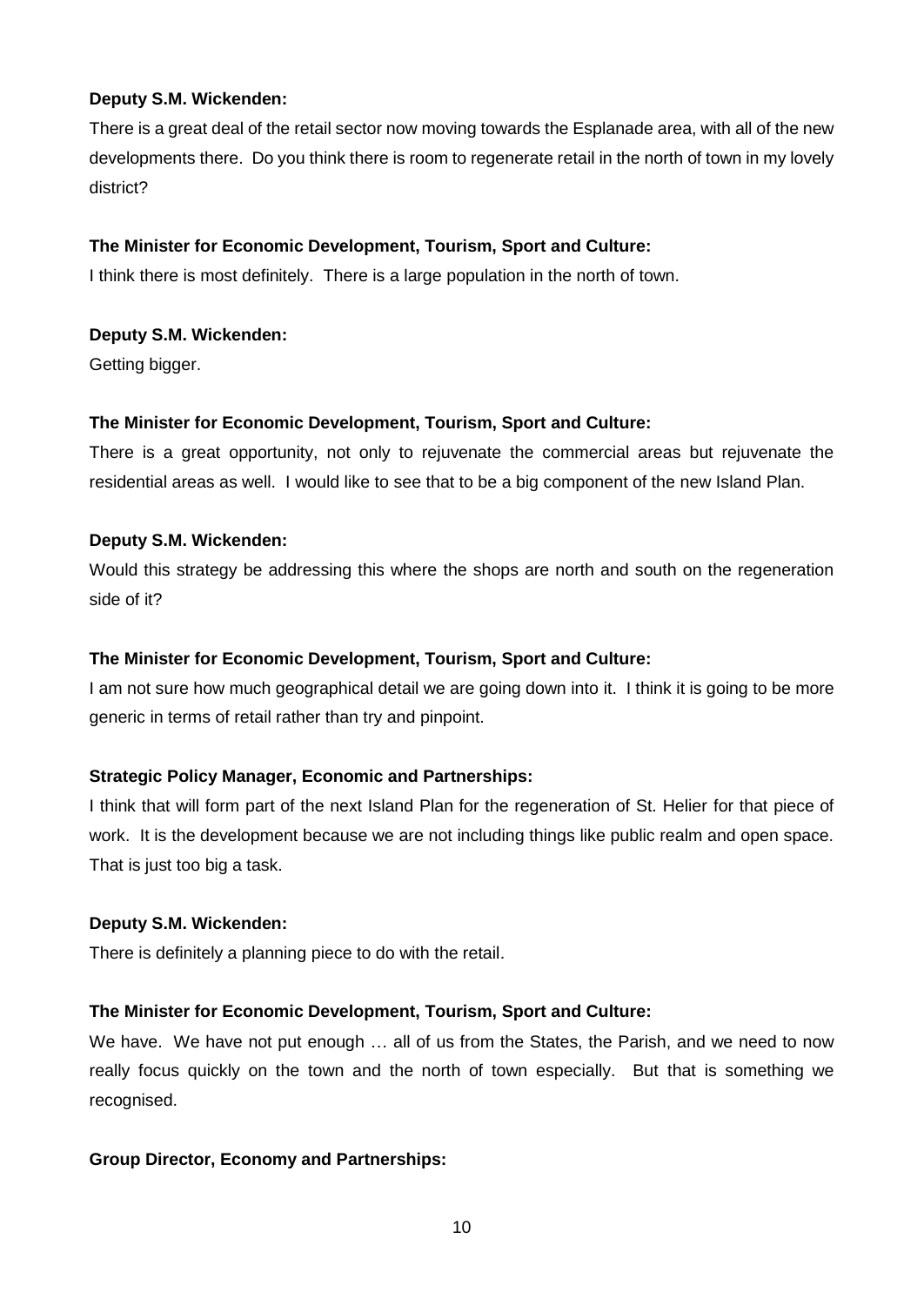**Deputy S.M. Wickenden:**

There is a great deal of the retail sector now moving towards the Esplanade area, with all of the new developments there. Do you think there is room to regenerate retail in the north of town in my lovely district?

**The Minister for Economic Development, Tourism, Sport and Culture:**

I think there is most definitely. There is a large population in the north of town.

**Deputy S.M. Wickenden:**

Getting bigger.

**The Minister for Economic Development, Tourism, Sport and Culture:**

There is a great opportunity, not only to rejuvenate the commercial areas but rejuvenate the residential areas as well. I would like to see that to be a big component of the new Island Plan.

**Deputy S.M. Wickenden:**

Would this strategy be addressing this where the shops are north and south on the regeneration side of it?

**The Minister for Economic Development, Tourism, Sport and Culture:**

I am not sure how much geographical detail we are going down into it. I think it is going to be more generic in terms of retail rather than try and pinpoint.

**Strategic Policy Manager, Economic and Partnerships:**

I think that will form part of the next Island Plan for the regeneration of St. Helier for that piece of work. It is the development because we are not including things like public realm and open space. That is just too big a task.

**Deputy S.M. Wickenden:**

There is definitely a planning piece to do with the retail.

**The Minister for Economic Development, Tourism, Sport and Culture:**

We have. We have not put enough … all of us from the States, the Parish, and we need to now really focus quickly on the town and the north of town especially. But that is something we recognised.

**Group Director, Economy and Partnerships:**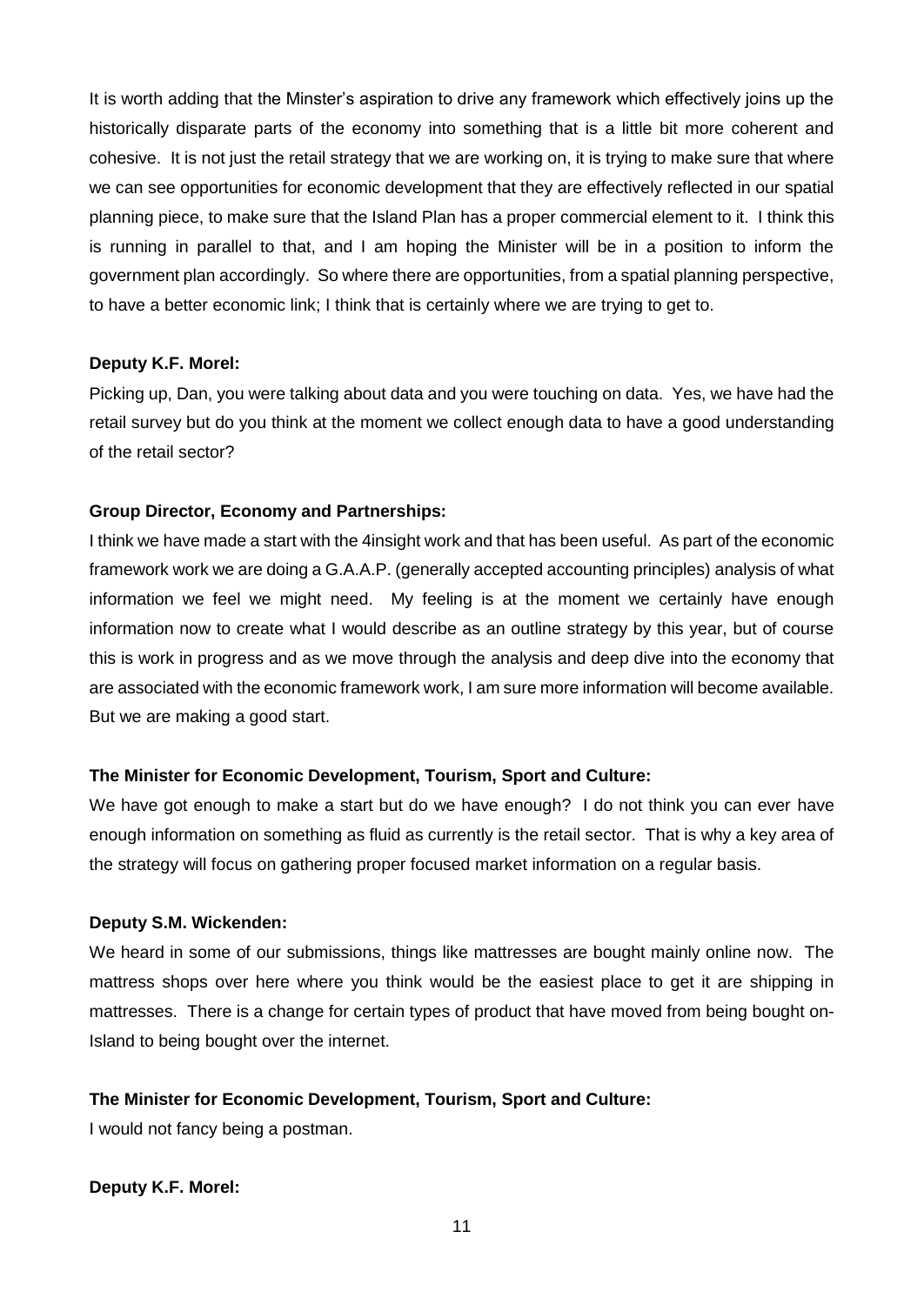It is worth adding that the Minster's aspiration to drive any framework which effectively joins up the historically disparate parts of the economy into something that is a little bit more coherent and cohesive. It is not just the retail strategy that we are working on, it is trying to make sure that where we can see opportunities for economic development that they are effectively reflected in our spatial planning piece, to make sure that the Island Plan has a proper commercial element to it. I think this is running in parallel to that, and I am hoping the Minister will be in a position to inform the government plan accordingly. So where there are opportunities, from a spatial planning perspective, to have a better economic link; I think that is certainly where we are trying to get to.

**Deputy K.F. Morel:**

Picking up, Dan, you were talking about data and you were touching on data. Yes, we have had the retail survey but do you think at the moment we collect enough data to have a good understanding of the retail sector?

**Group Director, Economy and Partnerships:**

I think we have made a start with the 4insight work and that has been useful. As part of the economic framework work we are doing a G.A.A.P. (generally accepted accounting principles) analysis of what information we feel we might need. My feeling is at the moment we certainly have enough information now to create what I would describe as an outline strategy by this year, but of course this is work in progress and as we move through the analysis and deep dive into the economy that are associated with the economic framework work, I am sure more information will become available. But we are making a good start.

**The Minister for Economic Development, Tourism, Sport and Culture:**

We have got enough to make a start but do we have enough? I do not think you can ever have enough information on something as fluid as currently is the retail sector. That is why a key area of the strategy will focus on gathering proper focused market information on a regular basis.

**Deputy S.M. Wickenden:**

We heard in some of our submissions, things like mattresses are bought mainly online now. The mattress shops over here where you think would be the easiest place to get it are shipping in mattresses. There is a change for certain types of product that have moved from being bought on-Island to being bought over the internet.

**The Minister for Economic Development, Tourism, Sport and Culture:**

I would not fancy being a postman.

**Deputy K.F. Morel:**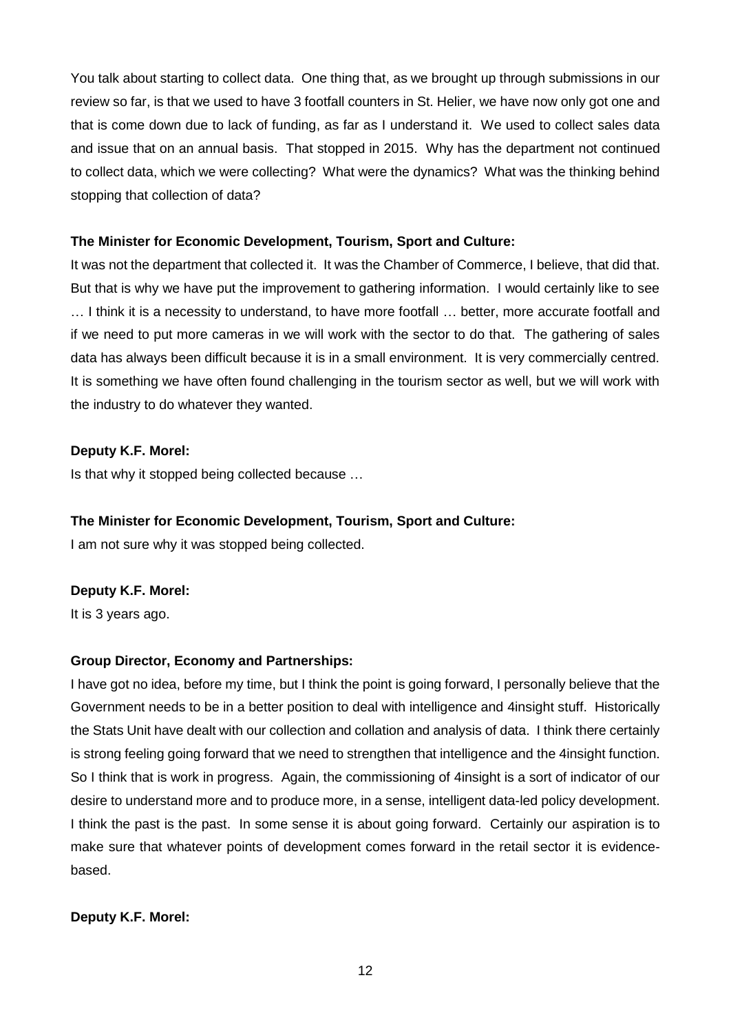You talk about starting to collect data. One thing that, as we brought up through submissions in our review so far, is that we used to have 3 footfall counters in St. Helier, we have now only got one and that is come down due to lack of funding, as far as I understand it. We used to collect sales data and issue that on an annual basis. That stopped in 2015. Why has the department not continued to collect data, which we were collecting? What were the dynamics? What was the thinking behind stopping that collection of data?

**The Minister for Economic Development, Tourism, Sport and Culture:**

It was not the department that collected it. It was the Chamber of Commerce, I believe, that did that. But that is why we have put the improvement to gathering information. I would certainly like to see … I think it is a necessity to understand, to have more footfall … better, more accurate footfall and if we need to put more cameras in we will work with the sector to do that. The gathering of sales data has always been difficult because it is in a small environment. It is very commercially centred. It is something we have often found challenging in the tourism sector as well, but we will work with the industry to do whatever they wanted.

**Deputy K.F. Morel:**

Is that why it stopped being collected because …

**The Minister for Economic Development, Tourism, Sport and Culture:**

I am not sure why it was stopped being collected.

**Deputy K.F. Morel:**

It is 3 years ago.

**Group Director, Economy and Partnerships:**

I have got no idea, before my time, but I think the point is going forward, I personally believe that the Government needs to be in a better position to deal with intelligence and 4insight stuff. Historically the Stats Unit have dealt with our collection and collation and analysis of data. I think there certainly is strong feeling going forward that we need to strengthen that intelligence and the 4insight function. So I think that is work in progress. Again, the commissioning of 4insight is a sort of indicator of our desire to understand more and to produce more, in a sense, intelligent data-led policy development. I think the past is the past. In some sense it is about going forward. Certainly our aspiration is to make sure that whatever points of development comes forward in the retail sector it is evidence-based.

**Deputy K.F. Morel:**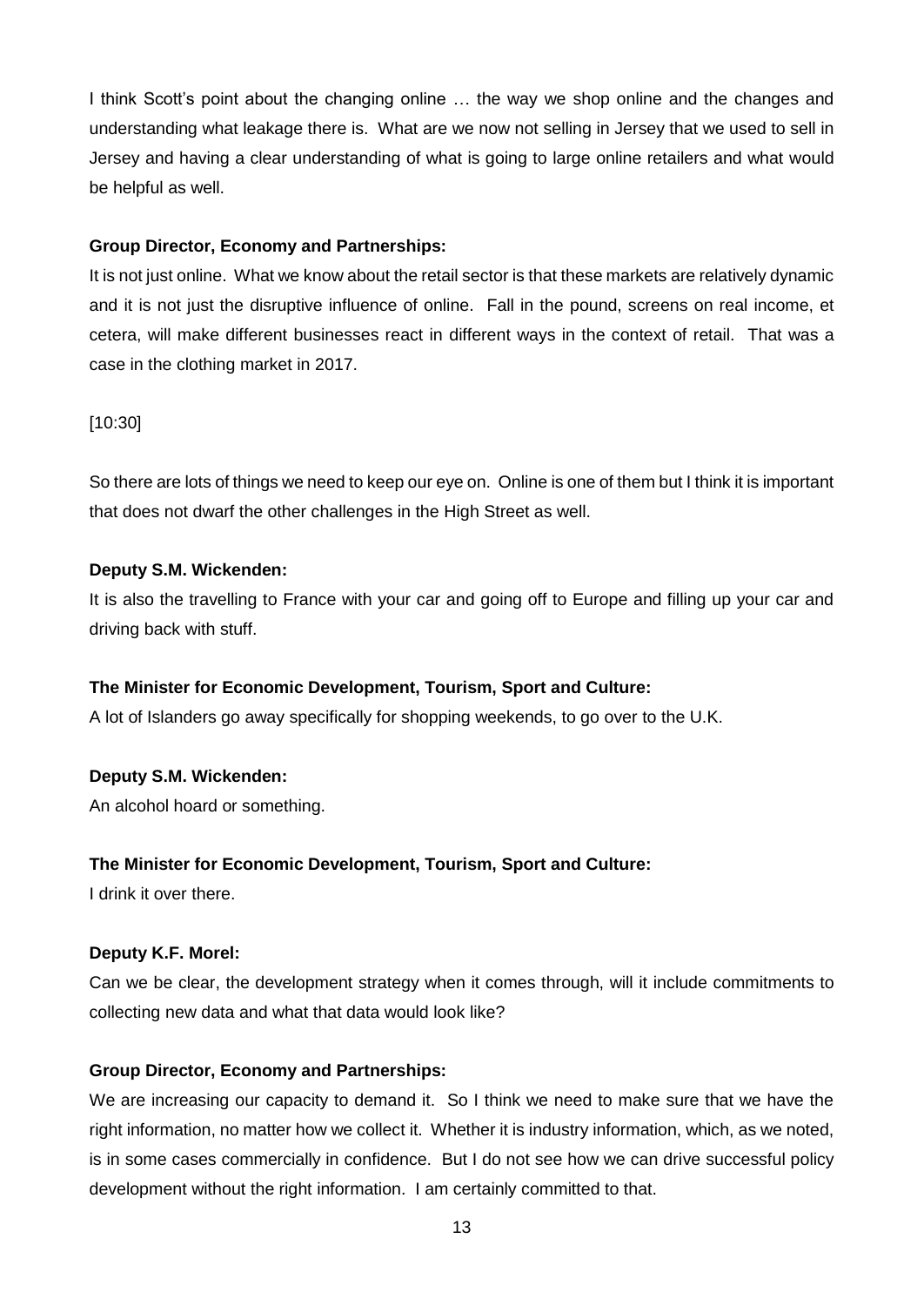I think Scott's point about the changing online … the way we shop online and the changes and understanding what leakage there is. What are we now not selling in Jersey that we used to sell in Jersey and having a clear understanding of what is going to large online retailers and what would be helpful as well.

**Group Director, Economy and Partnerships:**

It is not just online. What we know about the retail sector is that these markets are relatively dynamic and it is not just the disruptive influence of online. Fall in the pound, screens on real income, et cetera, will make different businesses react in different ways in the context of retail. That was a case in the clothing market in 2017.

[10:30]

So there are lots of things we need to keep our eye on. Online is one of them but I think it is important that does not dwarf the other challenges in the High Street as well.

**Deputy S.M. Wickenden:**

It is also the travelling to France with your car and going off to Europe and filling up your car and driving back with stuff.

**The Minister for Economic Development, Tourism, Sport and Culture:**

A lot of Islanders go away specifically for shopping weekends, to go over to the U.K.

**Deputy S.M. Wickenden:**

An alcohol hoard or something.

**The Minister for Economic Development, Tourism, Sport and Culture:**

I drink it over there.

**Deputy K.F. Morel:**

Can we be clear, the development strategy when it comes through, will it include commitments to collecting new data and what that data would look like?

**Group Director, Economy and Partnerships:**

We are increasing our capacity to demand it. So I think we need to make sure that we have the right information, no matter how we collect it. Whether it is industry information, which, as we noted, is in some cases commercially in confidence. But I do not see how we can drive successful policy development without the right information. I am certainly committed to that.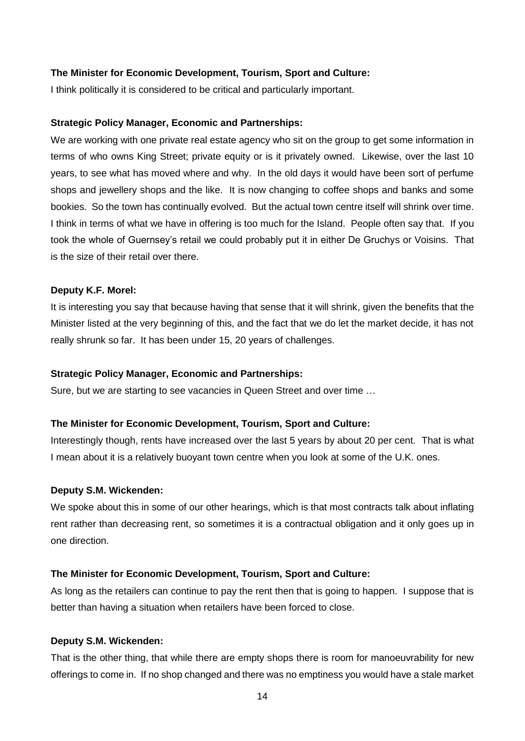**The Minister for Economic Development, Tourism, Sport and Culture:**

I think politically it is considered to be critical and particularly important.

**Strategic Policy Manager, Economic and Partnerships:**

We are working with one private real estate agency who sit on the group to get some information in terms of who owns King Street; private equity or is it privately owned. Likewise, over the last 10 years, to see what has moved where and why. In the old days it would have been sort of perfume shops and jewellery shops and the like. It is now changing to coffee shops and banks and some bookies. So the town has continually evolved. But the actual town centre itself will shrink over time. I think in terms of what we have in offering is too much for the Island. People often say that. If you took the whole of Guernsey's retail we could probably put it in either De Gruchys or Voisins. That is the size of their retail over there.

**Deputy K.F. Morel:**

It is interesting you say that because having that sense that it will shrink, given the benefits that the Minister listed at the very beginning of this, and the fact that we do let the market decide, it has not really shrunk so far. It has been under 15, 20 years of challenges.

**Strategic Policy Manager, Economic and Partnerships:**

Sure, but we are starting to see vacancies in Queen Street and over time …

**The Minister for Economic Development, Tourism, Sport and Culture:**

Interestingly though, rents have increased over the last 5 years by about 20 per cent. That is what I mean about it is a relatively buoyant town centre when you look at some of the U.K. ones.

**Deputy S.M. Wickenden:**

We spoke about this in some of our other hearings, which is that most contracts talk about inflating rent rather than decreasing rent, so sometimes it is a contractual obligation and it only goes up in one direction.

**The Minister for Economic Development, Tourism, Sport and Culture:**

As long as the retailers can continue to pay the rent then that is going to happen. I suppose that is better than having a situation when retailers have been forced to close.

**Deputy S.M. Wickenden:**

That is the other thing, that while there are empty shops there is room for manoeuvrability for new offerings to come in. If no shop changed and there was no emptiness you would have a stale market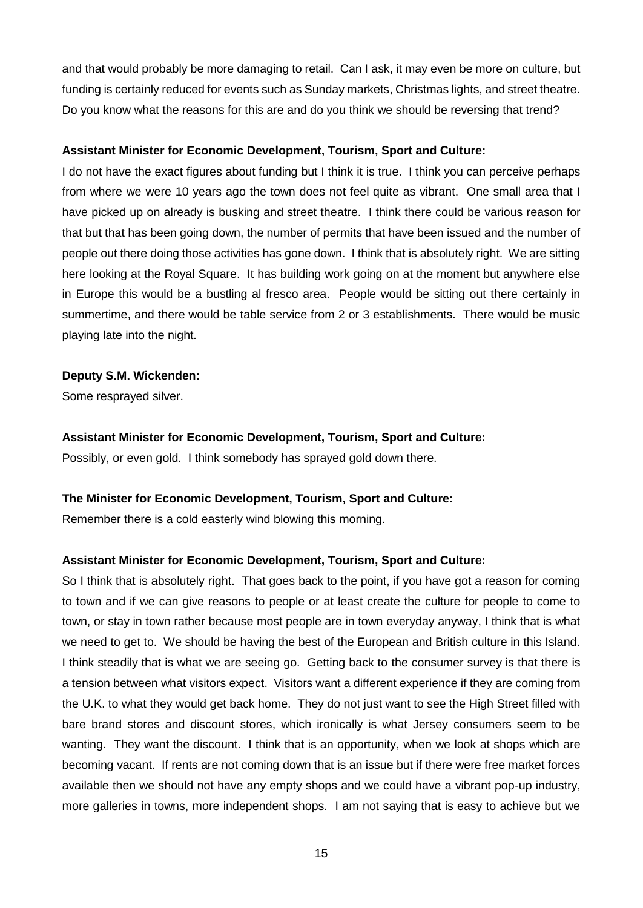and that would probably be more damaging to retail. Can I ask, it may even be more on culture, but funding is certainly reduced for events such as Sunday markets, Christmas lights, and street theatre. Do you know what the reasons for this are and do you think we should be reversing that trend?

**Assistant Minister for Economic Development, Tourism, Sport and Culture:**

I do not have the exact figures about funding but I think it is true. I think you can perceive perhaps from where we were 10 years ago the town does not feel quite as vibrant. One small area that I have picked up on already is busking and street theatre. I think there could be various reason for that but that has been going down, the number of permits that have been issued and the number of people out there doing those activities has gone down. I think that is absolutely right. We are sitting here looking at the Royal Square. It has building work going on at the moment but anywhere else in Europe this would be a bustling al fresco area. People would be sitting out there certainly in summertime, and there would be table service from 2 or 3 establishments. There would be music playing late into the night.

**Deputy S.M. Wickenden:**

Some resprayed silver.

**Assistant Minister for Economic Development, Tourism, Sport and Culture:**

Possibly, or even gold. I think somebody has sprayed gold down there.

**The Minister for Economic Development, Tourism, Sport and Culture:**

Remember there is a cold easterly wind blowing this morning.

**Assistant Minister for Economic Development, Tourism, Sport and Culture:**

So I think that is absolutely right. That goes back to the point, if you have got a reason for coming to town and if we can give reasons to people or at least create the culture for people to come to town, or stay in town rather because most people are in town everyday anyway, I think that is what we need to get to. We should be having the best of the European and British culture in this Island. I think steadily that is what we are seeing go. Getting back to the consumer survey is that there is a tension between what visitors expect. Visitors want a different experience if they are coming from the U.K. to what they would get back home. They do not just want to see the High Street filled with bare brand stores and discount stores, which ironically is what Jersey consumers seem to be wanting. They want the discount. I think that is an opportunity, when we look at shops which are becoming vacant. If rents are not coming down that is an issue but if there were free market forces available then we should not have any empty shops and we could have a vibrant pop-up industry, more galleries in towns, more independent shops. I am not saying that is easy to achieve but we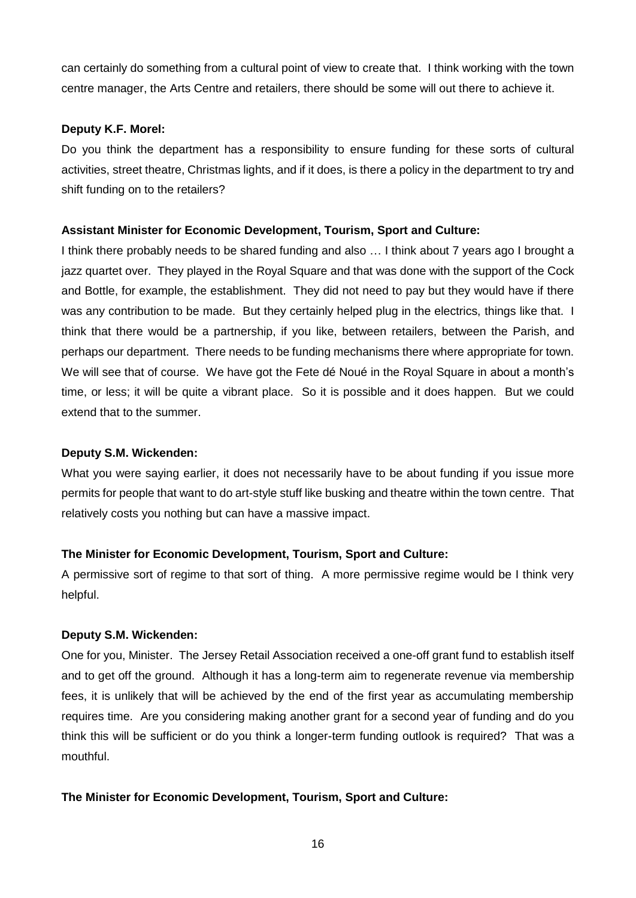can certainly do something from a cultural point of view to create that. I think working with the town centre manager, the Arts Centre and retailers, there should be some will out there to achieve it.

**Deputy K.F. Morel:**

Do you think the department has a responsibility to ensure funding for these sorts of cultural activities, street theatre, Christmas lights, and if it does, is there a policy in the department to try and shift funding on to the retailers?

**Assistant Minister for Economic Development, Tourism, Sport and Culture:**

I think there probably needs to be shared funding and also … I think about 7 years ago I brought a jazz quartet over. They played in the Royal Square and that was done with the support of the Cock and Bottle, for example, the establishment. They did not need to pay but they would have if there was any contribution to be made. But they certainly helped plug in the electrics, things like that. I think that there would be a partnership, if you like, between retailers, between the Parish, and perhaps our department. There needs to be funding mechanisms there where appropriate for town. We will see that of course. We have got the Fete dé Noué in the Royal Square in about a month's time, or less; it will be quite a vibrant place. So it is possible and it does happen. But we could extend that to the summer.

**Deputy S.M. Wickenden:**

What you were saying earlier, it does not necessarily have to be about funding if you issue more permits for people that want to do art-style stuff like busking and theatre within the town centre. That relatively costs you nothing but can have a massive impact.

**The Minister for Economic Development, Tourism, Sport and Culture:**

A permissive sort of regime to that sort of thing. A more permissive regime would be I think very helpful.

**Deputy S.M. Wickenden:**

One for you, Minister. The Jersey Retail Association received a one-off grant fund to establish itself and to get off the ground. Although it has a long-term aim to regenerate revenue via membership fees, it is unlikely that will be achieved by the end of the first year as accumulating membership requires time. Are you considering making another grant for a second year of funding and do you think this will be sufficient or do you think a longer-term funding outlook is required? That was a mouthful.

**The Minister for Economic Development, Tourism, Sport and Culture:**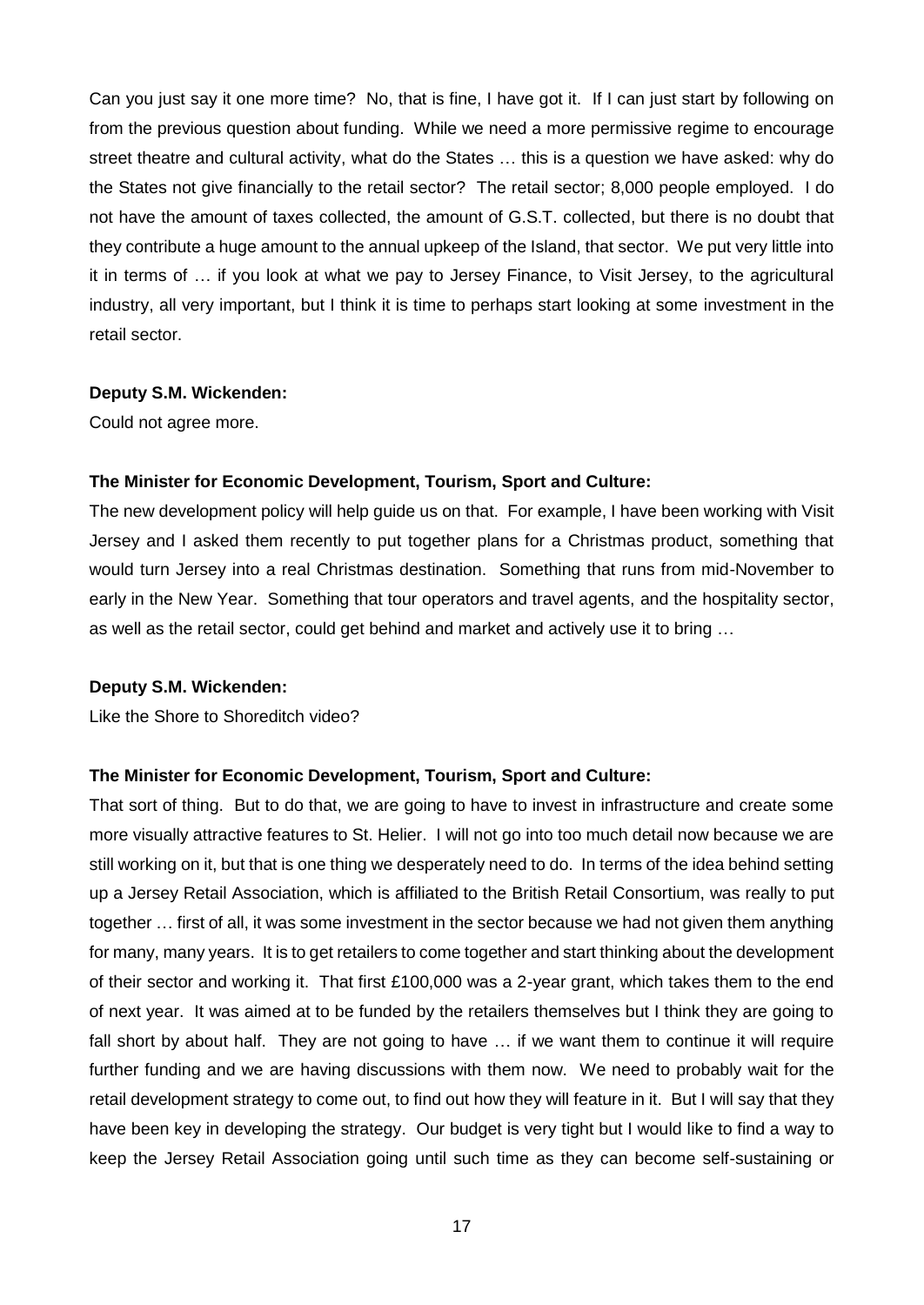Can you just say it one more time? No, that is fine, I have got it. If I can just start by following on from the previous question about funding. While we need a more permissive regime to encourage street theatre and cultural activity, what do the States … this is a question we have asked: why do the States not give financially to the retail sector? The retail sector; 8,000 people employed. I do not have the amount of taxes collected, the amount of G.S.T. collected, but there is no doubt that they contribute a huge amount to the annual upkeep of the Island, that sector. We put very little into it in terms of … if you look at what we pay to Jersey Finance, to Visit Jersey, to the agricultural industry, all very important, but I think it is time to perhaps start looking at some investment in the retail sector.

**Deputy S.M. Wickenden:**

Could not agree more.

**The Minister for Economic Development, Tourism, Sport and Culture:**

The new development policy will help guide us on that. For example, I have been working with Visit Jersey and I asked them recently to put together plans for a Christmas product, something that would turn Jersey into a real Christmas destination. Something that runs from mid-November to early in the New Year. Something that tour operators and travel agents, and the hospitality sector, as well as the retail sector, could get behind and market and actively use it to bring …

**Deputy S.M. Wickenden:**

Like the Shore to Shoreditch video?

**The Minister for Economic Development, Tourism, Sport and Culture:**

That sort of thing. But to do that, we are going to have to invest in infrastructure and create some more visually attractive features to St. Helier. I will not go into too much detail now because we are still working on it, but that is one thing we desperately need to do. In terms of the idea behind setting up a Jersey Retail Association, which is affiliated to the British Retail Consortium, was really to put together … first of all, it was some investment in the sector because we had not given them anything for many, many years. It is to get retailers to come together and start thinking about the development of their sector and working it. That first £100,000 was a 2-year grant, which takes them to the end of next year. It was aimed at to be funded by the retailers themselves but I think they are going to fall short by about half. They are not going to have … if we want them to continue it will require further funding and we are having discussions with them now. We need to probably wait for the retail development strategy to come out, to find out how they will feature in it. But I will say that they have been key in developing the strategy. Our budget is very tight but I would like to find a way to keep the Jersey Retail Association going until such time as they can become self-sustaining or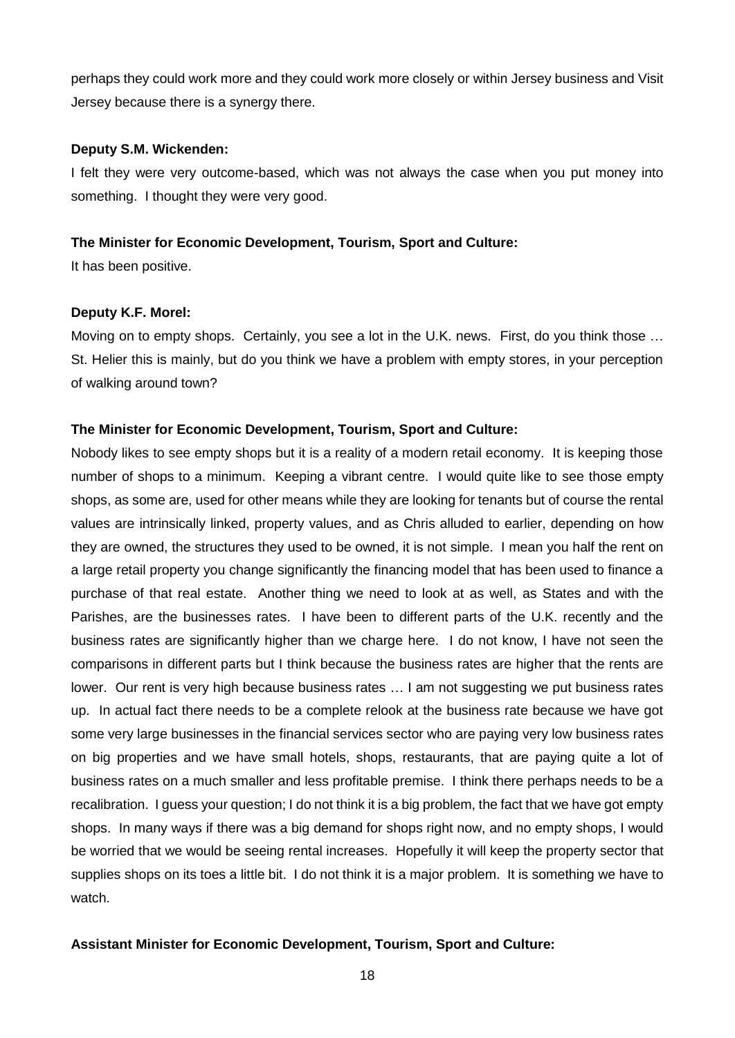perhaps they could work more and they could work more closely or within Jersey business and Visit Jersey because there is a synergy there.

**Deputy S.M. Wickenden:**

I felt they were very outcome-based, which was not always the case when you put money into something. I thought they were very good.

**The Minister for Economic Development, Tourism, Sport and Culture:**

It has been positive.

**Deputy K.F. Morel:**

Moving on to empty shops. Certainly, you see a lot in the U.K. news. First, do you think those … St. Helier this is mainly, but do you think we have a problem with empty stores, in your perception of walking around town?

**The Minister for Economic Development, Tourism, Sport and Culture:**

Nobody likes to see empty shops but it is a reality of a modern retail economy. It is keeping those number of shops to a minimum. Keeping a vibrant centre. I would quite like to see those empty shops, as some are, used for other means while they are looking for tenants but of course the rental values are intrinsically linked, property values, and as Chris alluded to earlier, depending on how they are owned, the structures they used to be owned, it is not simple. I mean you half the rent on a large retail property you change significantly the financing model that has been used to finance a purchase of that real estate. Another thing we need to look at as well, as States and with the Parishes, are the businesses rates. I have been to different parts of the U.K. recently and the business rates are significantly higher than we charge here. I do not know, I have not seen the comparisons in different parts but I think because the business rates are higher that the rents are lower. Our rent is very high because business rates … I am not suggesting we put business rates up. In actual fact there needs to be a complete relook at the business rate because we have got some very large businesses in the financial services sector who are paying very low business rates on big properties and we have small hotels, shops, restaurants, that are paying quite a lot of business rates on a much smaller and less profitable premise. I think there perhaps needs to be a recalibration. I guess your question; I do not think it is a big problem, the fact that we have got empty shops. In many ways if there was a big demand for shops right now, and no empty shops, I would be worried that we would be seeing rental increases. Hopefully it will keep the property sector that supplies shops on its toes a little bit. I do not think it is a major problem. It is something we have to watch.

**Assistant Minister for Economic Development, Tourism, Sport and Culture:**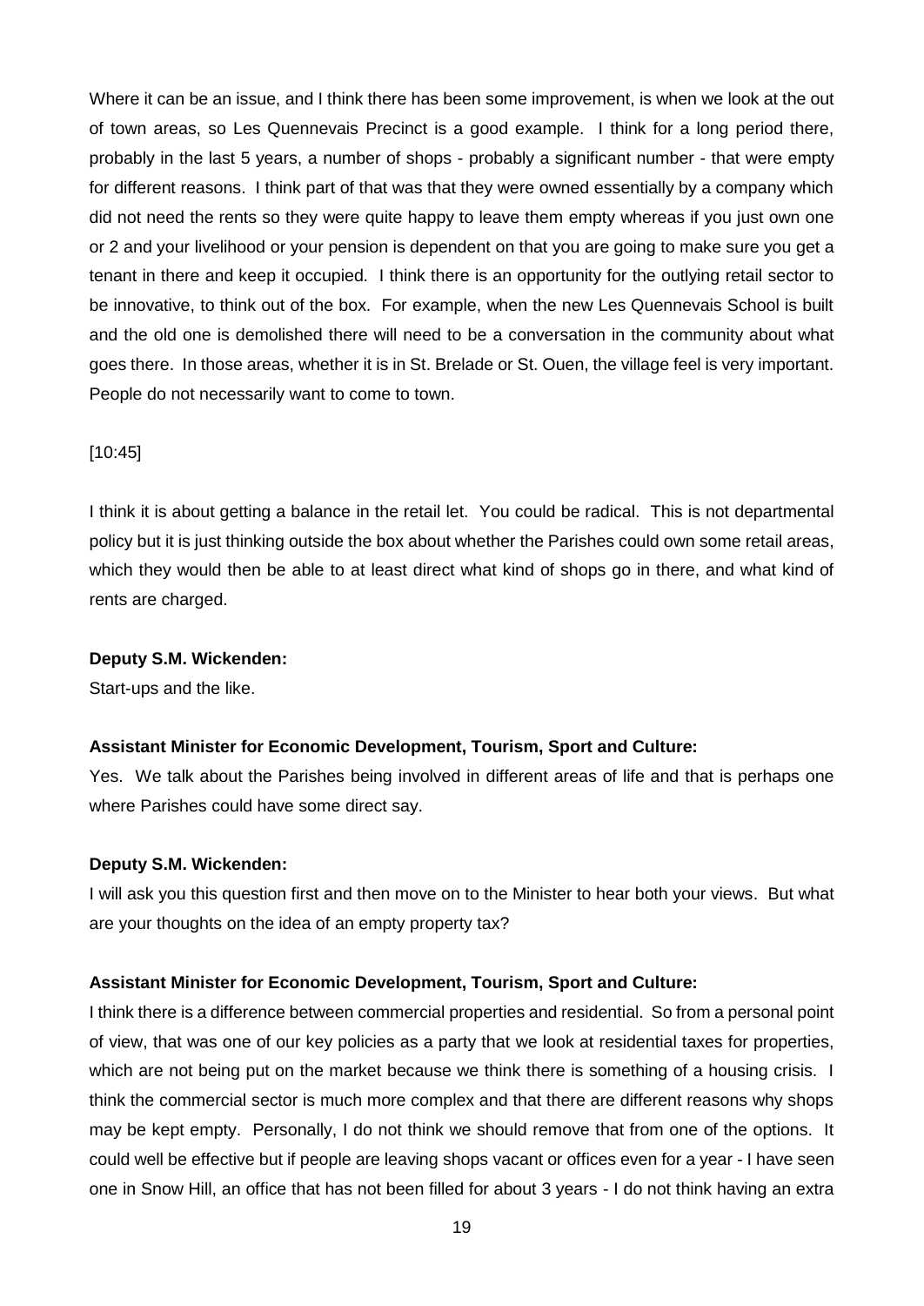Where it can be an issue, and I think there has been some improvement, is when we look at the out of town areas, so Les Quennevais Precinct is a good example. I think for a long period there, probably in the last 5 years, a number of shops - probably a significant number - that were empty for different reasons. I think part of that was that they were owned essentially by a company which did not need the rents so they were quite happy to leave them empty whereas if you just own one or 2 and your livelihood or your pension is dependent on that you are going to make sure you get a tenant in there and keep it occupied. I think there is an opportunity for the outlying retail sector to be innovative, to think out of the box. For example, when the new Les Quennevais School is built and the old one is demolished there will need to be a conversation in the community about what goes there. In those areas, whether it is in St. Brelade or St. Ouen, the village feel is very important. People do not necessarily want to come to town.

[10:45]

I think it is about getting a balance in the retail let. You could be radical. This is not departmental policy but it is just thinking outside the box about whether the Parishes could own some retail areas, which they would then be able to at least direct what kind of shops go in there, and what kind of rents are charged.

**Deputy S.M. Wickenden:**

Start-ups and the like.

**Assistant Minister for Economic Development, Tourism, Sport and Culture:**

Yes. We talk about the Parishes being involved in different areas of life and that is perhaps one where Parishes could have some direct say.

**Deputy S.M. Wickenden:**

I will ask you this question first and then move on to the Minister to hear both your views. But what are your thoughts on the idea of an empty property tax?

**Assistant Minister for Economic Development, Tourism, Sport and Culture:**

I think there is a difference between commercial properties and residential. So from a personal point of view, that was one of our key policies as a party that we look at residential taxes for properties, which are not being put on the market because we think there is something of a housing crisis. I think the commercial sector is much more complex and that there are different reasons why shops may be kept empty. Personally, I do not think we should remove that from one of the options. It could well be effective but if people are leaving shops vacant or offices even for a year - I have seen one in Snow Hill, an office that has not been filled for about 3 years - I do not think having an extra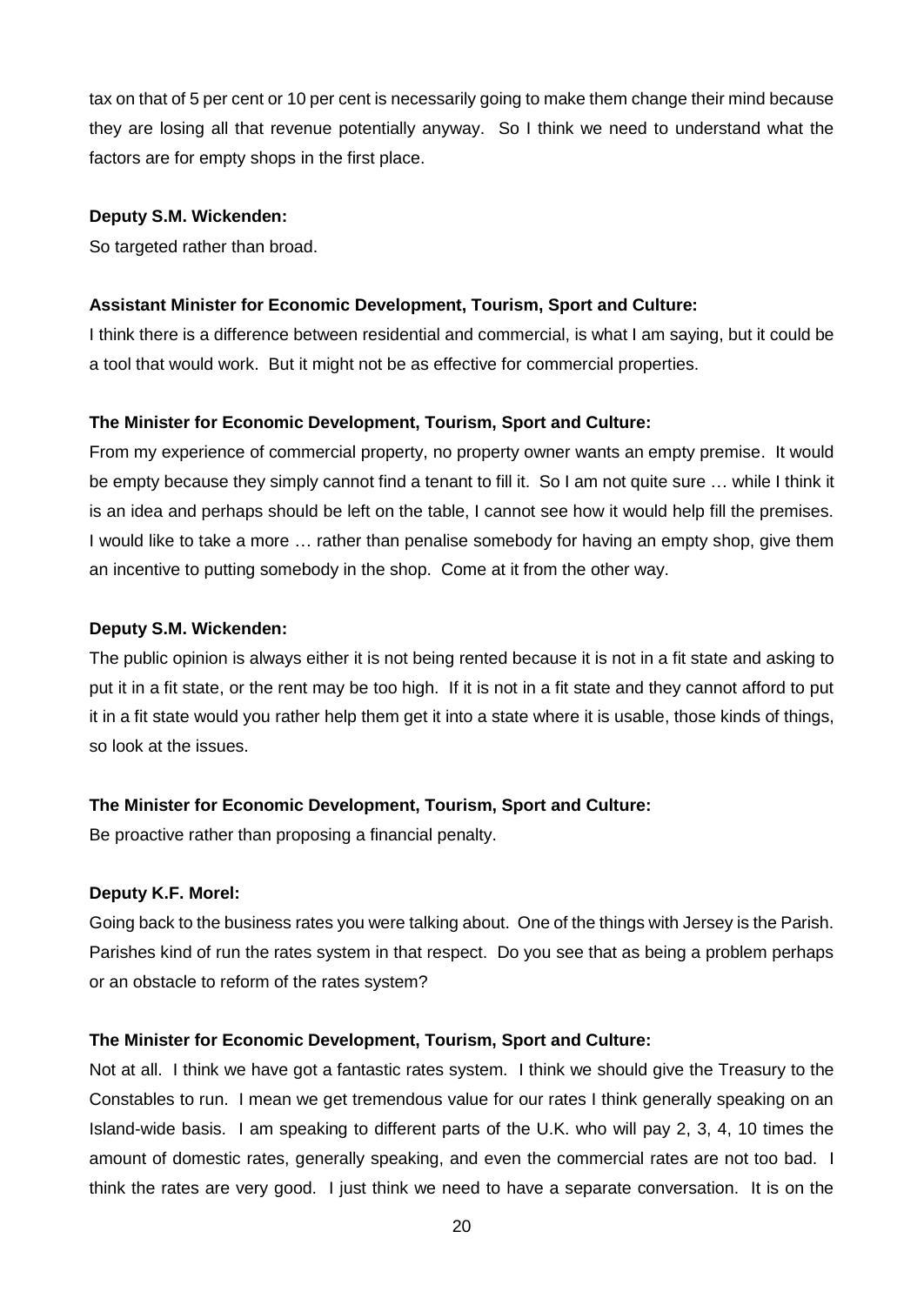tax on that of 5 per cent or 10 per cent is necessarily going to make them change their mind because they are losing all that revenue potentially anyway. So I think we need to understand what the factors are for empty shops in the first place.

**Deputy S.M. Wickenden:**

So targeted rather than broad.

**Assistant Minister for Economic Development, Tourism, Sport and Culture:**

I think there is a difference between residential and commercial, is what I am saying, but it could be a tool that would work. But it might not be as effective for commercial properties.

**The Minister for Economic Development, Tourism, Sport and Culture:**

From my experience of commercial property, no property owner wants an empty premise. It would be empty because they simply cannot find a tenant to fill it. So I am not quite sure … while I think it is an idea and perhaps should be left on the table, I cannot see how it would help fill the premises. I would like to take a more … rather than penalise somebody for having an empty shop, give them an incentive to putting somebody in the shop. Come at it from the other way.

**Deputy S.M. Wickenden:**

The public opinion is always either it is not being rented because it is not in a fit state and asking to put it in a fit state, or the rent may be too high. If it is not in a fit state and they cannot afford to put it in a fit state would you rather help them get it into a state where it is usable, those kinds of things, so look at the issues.

**The Minister for Economic Development, Tourism, Sport and Culture:**

Be proactive rather than proposing a financial penalty.

**Deputy K.F. Morel:**

Going back to the business rates you were talking about. One of the things with Jersey is the Parish. Parishes kind of run the rates system in that respect. Do you see that as being a problem perhaps or an obstacle to reform of the rates system?

**The Minister for Economic Development, Tourism, Sport and Culture:**

Not at all. I think we have got a fantastic rates system. I think we should give the Treasury to the Constables to run. I mean we get tremendous value for our rates I think generally speaking on an Island-wide basis. I am speaking to different parts of the U.K. who will pay 2, 3, 4, 10 times the amount of domestic rates, generally speaking, and even the commercial rates are not too bad. I think the rates are very good. I just think we need to have a separate conversation. It is on the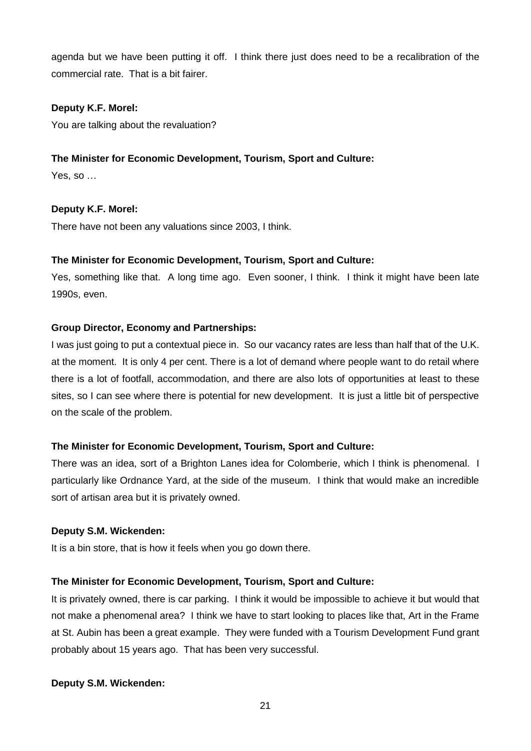agenda but we have been putting it off. I think there just does need to be a recalibration of the commercial rate. That is a bit fairer.

**Deputy K.F. Morel:**

You are talking about the revaluation?

**The Minister for Economic Development, Tourism, Sport and Culture:**

Yes, so …

**Deputy K.F. Morel:**

There have not been any valuations since 2003, I think.

**The Minister for Economic Development, Tourism, Sport and Culture:**

Yes, something like that. A long time ago. Even sooner, I think. I think it might have been late 1990s, even.

**Group Director, Economy and Partnerships:**

I was just going to put a contextual piece in. So our vacancy rates are less than half that of the U.K. at the moment. It is only 4 per cent. There is a lot of demand where people want to do retail where there is a lot of footfall, accommodation, and there are also lots of opportunities at least to these sites, so I can see where there is potential for new development. It is just a little bit of perspective on the scale of the problem.

**The Minister for Economic Development, Tourism, Sport and Culture:**

There was an idea, sort of a Brighton Lanes idea for Colomberie, which I think is phenomenal. I particularly like Ordnance Yard, at the side of the museum. I think that would make an incredible sort of artisan area but it is privately owned.

**Deputy S.M. Wickenden:**

It is a bin store, that is how it feels when you go down there.

**The Minister for Economic Development, Tourism, Sport and Culture:**

It is privately owned, there is car parking. I think it would be impossible to achieve it but would that not make a phenomenal area? I think we have to start looking to places like that, Art in the Frame at St. Aubin has been a great example. They were funded with a Tourism Development Fund grant probably about 15 years ago. That has been very successful.

**Deputy S.M. Wickenden:**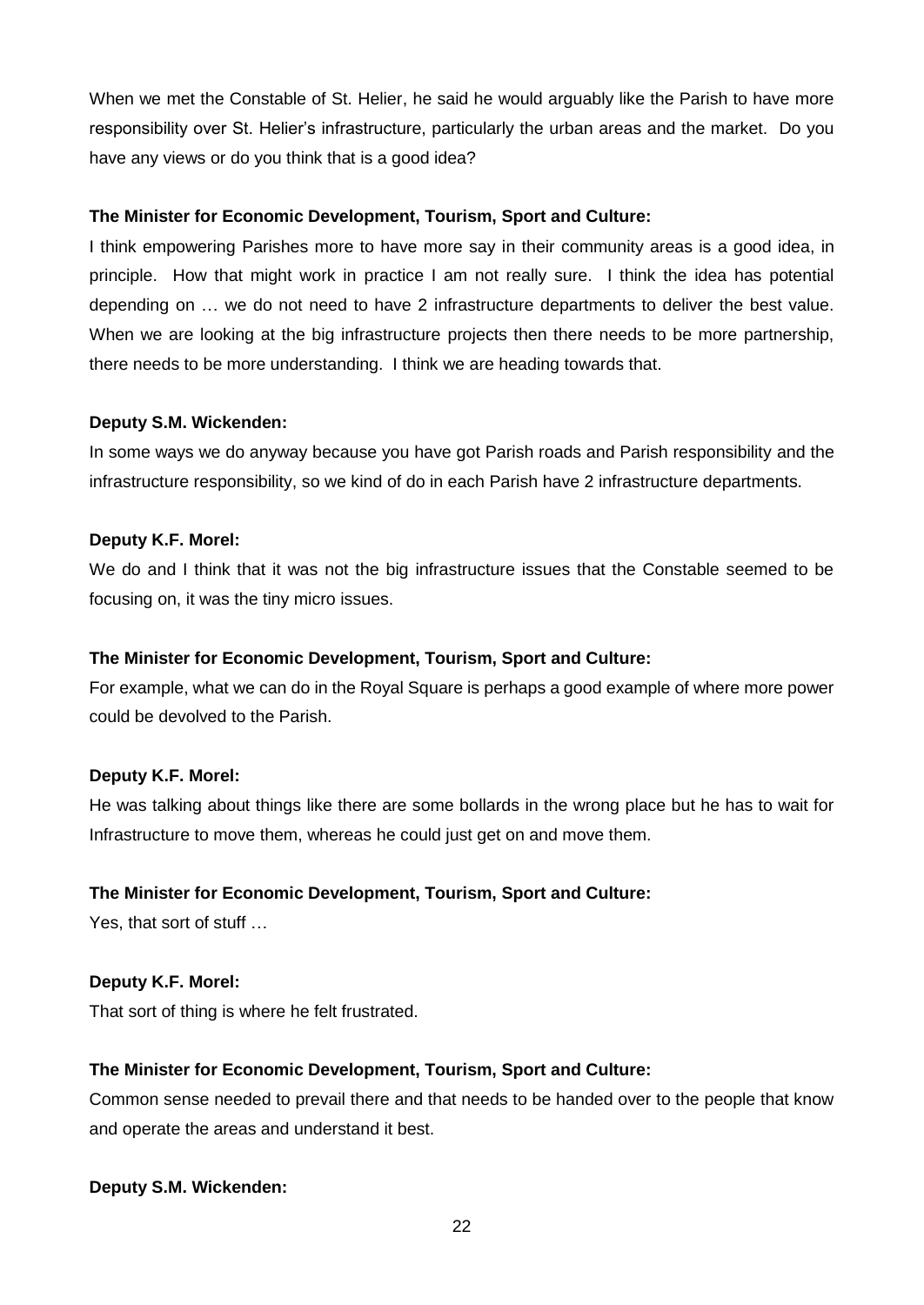When we met the Constable of St. Helier, he said he would arguably like the Parish to have more responsibility over St. Helier's infrastructure, particularly the urban areas and the market. Do you have any views or do you think that is a good idea?

**The Minister for Economic Development, Tourism, Sport and Culture:**

I think empowering Parishes more to have more say in their community areas is a good idea, in principle. How that might work in practice I am not really sure. I think the idea has potential depending on … we do not need to have 2 infrastructure departments to deliver the best value. When we are looking at the big infrastructure projects then there needs to be more partnership, there needs to be more understanding. I think we are heading towards that.

**Deputy S.M. Wickenden:**

In some ways we do anyway because you have got Parish roads and Parish responsibility and the infrastructure responsibility, so we kind of do in each Parish have 2 infrastructure departments.

**Deputy K.F. Morel:**

We do and I think that it was not the big infrastructure issues that the Constable seemed to be focusing on, it was the tiny micro issues.

**The Minister for Economic Development, Tourism, Sport and Culture:**

For example, what we can do in the Royal Square is perhaps a good example of where more power could be devolved to the Parish.

**Deputy K.F. Morel:**

He was talking about things like there are some bollards in the wrong place but he has to wait for Infrastructure to move them, whereas he could just get on and move them.

**The Minister for Economic Development, Tourism, Sport and Culture:**

Yes, that sort of stuff …

**Deputy K.F. Morel:**

That sort of thing is where he felt frustrated.

**The Minister for Economic Development, Tourism, Sport and Culture:**

Common sense needed to prevail there and that needs to be handed over to the people that know and operate the areas and understand it best.

**Deputy S.M. Wickenden:**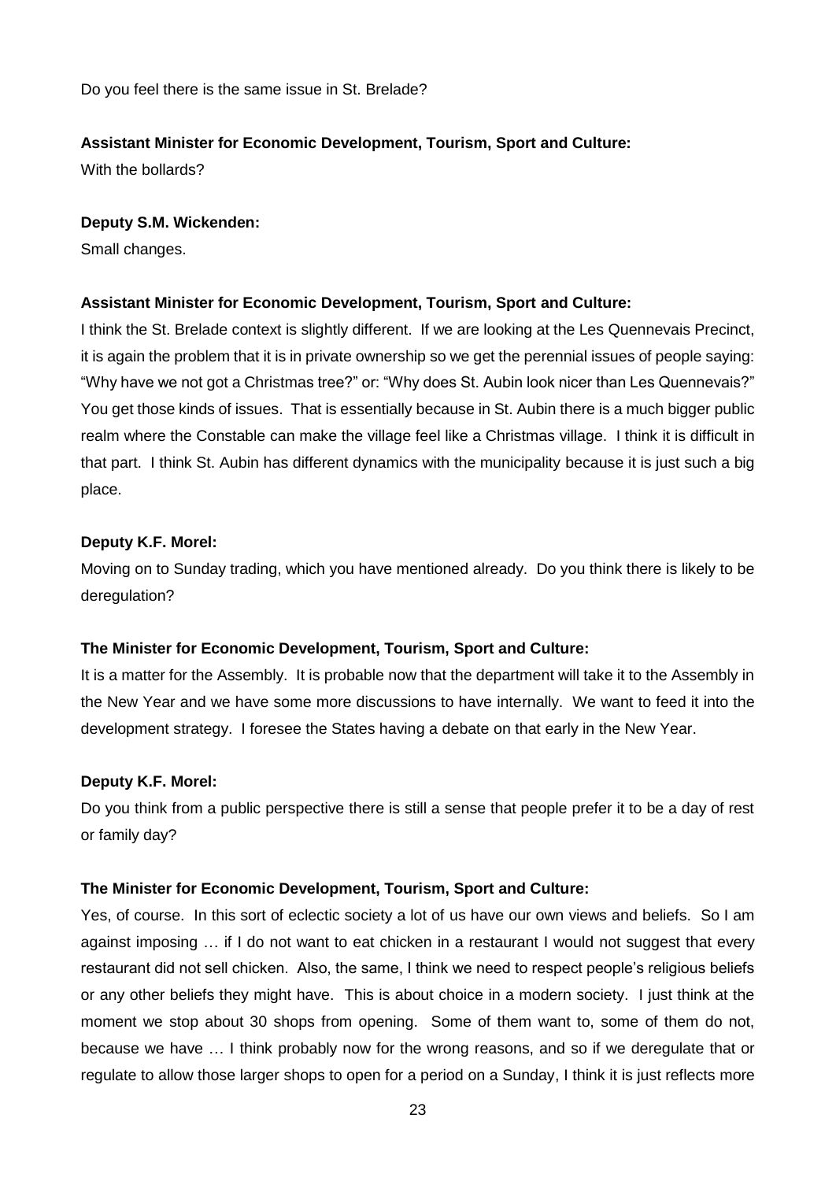Do you feel there is the same issue in St. Brelade?

**Assistant Minister for Economic Development, Tourism, Sport and Culture:**

With the bollards?

**Deputy S.M. Wickenden:**

Small changes.

**Assistant Minister for Economic Development, Tourism, Sport and Culture:**

I think the St. Brelade context is slightly different. If we are looking at the Les Quennevais Precinct, it is again the problem that it is in private ownership so we get the perennial issues of people saying: "Why have we not got a Christmas tree?" or: "Why does St. Aubin look nicer than Les Quennevais?" You get those kinds of issues. That is essentially because in St. Aubin there is a much bigger public realm where the Constable can make the village feel like a Christmas village. I think it is difficult in that part. I think St. Aubin has different dynamics with the municipality because it is just such a big place.

**Deputy K.F. Morel:**

Moving on to Sunday trading, which you have mentioned already. Do you think there is likely to be deregulation?

**The Minister for Economic Development, Tourism, Sport and Culture:**

It is a matter for the Assembly. It is probable now that the department will take it to the Assembly in the New Year and we have some more discussions to have internally. We want to feed it into the development strategy. I foresee the States having a debate on that early in the New Year.

**Deputy K.F. Morel:**

Do you think from a public perspective there is still a sense that people prefer it to be a day of rest or family day?

**The Minister for Economic Development, Tourism, Sport and Culture:**

Yes, of course. In this sort of eclectic society a lot of us have our own views and beliefs. So I am against imposing … if I do not want to eat chicken in a restaurant I would not suggest that every restaurant did not sell chicken. Also, the same, I think we need to respect people's religious beliefs or any other beliefs they might have. This is about choice in a modern society. I just think at the moment we stop about 30 shops from opening. Some of them want to, some of them do not, because we have … I think probably now for the wrong reasons, and so if we deregulate that or regulate to allow those larger shops to open for a period on a Sunday, I think it is just reflects more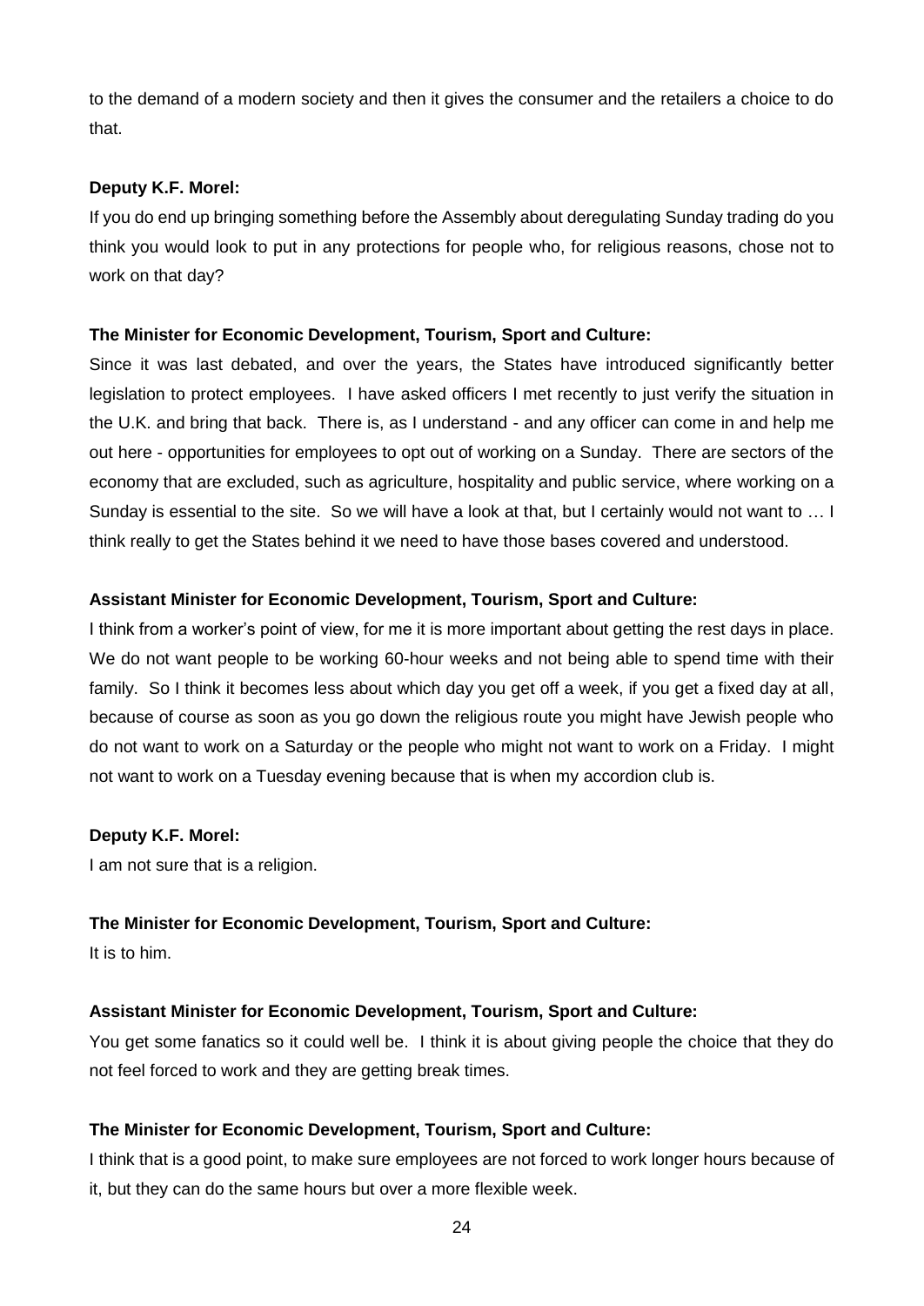to the demand of a modern society and then it gives the consumer and the retailers a choice to do that.

**Deputy K.F. Morel:**

If you do end up bringing something before the Assembly about deregulating Sunday trading do you think you would look to put in any protections for people who, for religious reasons, chose not to work on that day?

**The Minister for Economic Development, Tourism, Sport and Culture:**

Since it was last debated, and over the years, the States have introduced significantly better legislation to protect employees. I have asked officers I met recently to just verify the situation in the U.K. and bring that back. There is, as I understand - and any officer can come in and help me out here - opportunities for employees to opt out of working on a Sunday. There are sectors of the economy that are excluded, such as agriculture, hospitality and public service, where working on a Sunday is essential to the site. So we will have a look at that, but I certainly would not want to … I think really to get the States behind it we need to have those bases covered and understood.

**Assistant Minister for Economic Development, Tourism, Sport and Culture:**

I think from a worker's point of view, for me it is more important about getting the rest days in place. We do not want people to be working 60-hour weeks and not being able to spend time with their family. So I think it becomes less about which day you get off a week, if you get a fixed day at all, because of course as soon as you go down the religious route you might have Jewish people who do not want to work on a Saturday or the people who might not want to work on a Friday. I might not want to work on a Tuesday evening because that is when my accordion club is.

**Deputy K.F. Morel:**

I am not sure that is a religion.

**The Minister for Economic Development, Tourism, Sport and Culture:**

It is to him.

**Assistant Minister for Economic Development, Tourism, Sport and Culture:**

You get some fanatics so it could well be. I think it is about giving people the choice that they do not feel forced to work and they are getting break times.

**The Minister for Economic Development, Tourism, Sport and Culture:**

I think that is a good point, to make sure employees are not forced to work longer hours because of it, but they can do the same hours but over a more flexible week.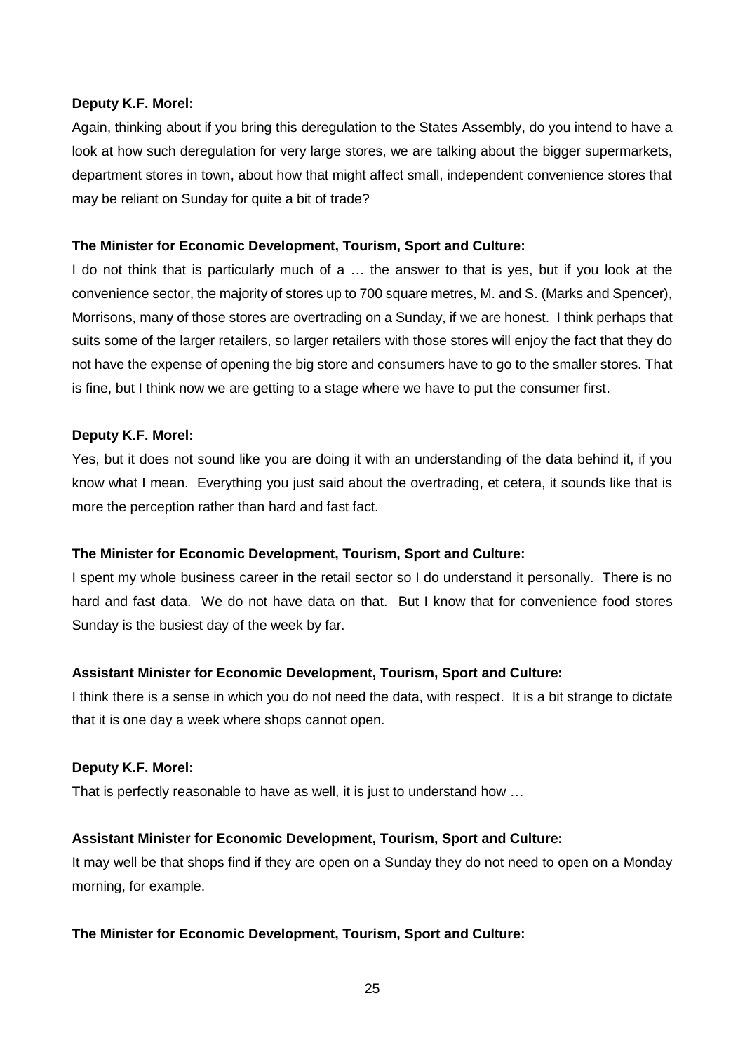**Deputy K.F. Morel:**

Again, thinking about if you bring this deregulation to the States Assembly, do you intend to have a look at how such deregulation for very large stores, we are talking about the bigger supermarkets, department stores in town, about how that might affect small, independent convenience stores that may be reliant on Sunday for quite a bit of trade?

**The Minister for Economic Development, Tourism, Sport and Culture:**

I do not think that is particularly much of a … the answer to that is yes, but if you look at the convenience sector, the majority of stores up to 700 square metres, M. and S. (Marks and Spencer), Morrisons, many of those stores are overtrading on a Sunday, if we are honest. I think perhaps that suits some of the larger retailers, so larger retailers with those stores will enjoy the fact that they do not have the expense of opening the big store and consumers have to go to the smaller stores. That is fine, but I think now we are getting to a stage where we have to put the consumer first.

**Deputy K.F. Morel:**

Yes, but it does not sound like you are doing it with an understanding of the data behind it, if you know what I mean. Everything you just said about the overtrading, et cetera, it sounds like that is more the perception rather than hard and fast fact.

**The Minister for Economic Development, Tourism, Sport and Culture:**

I spent my whole business career in the retail sector so I do understand it personally. There is no hard and fast data. We do not have data on that. But I know that for convenience food stores Sunday is the busiest day of the week by far.

**Assistant Minister for Economic Development, Tourism, Sport and Culture:**

I think there is a sense in which you do not need the data, with respect. It is a bit strange to dictate that it is one day a week where shops cannot open.

**Deputy K.F. Morel:**

That is perfectly reasonable to have as well, it is just to understand how …

**Assistant Minister for Economic Development, Tourism, Sport and Culture:**

It may well be that shops find if they are open on a Sunday they do not need to open on a Monday morning, for example.

**The Minister for Economic Development, Tourism, Sport and Culture:**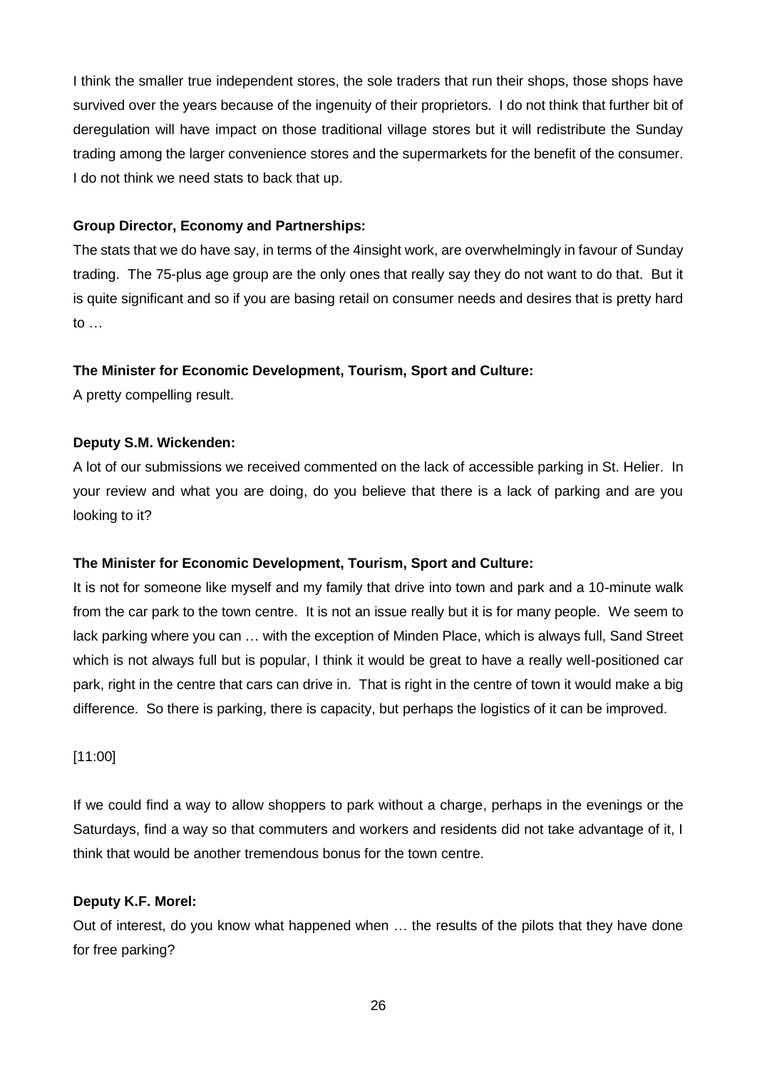I think the smaller true independent stores, the sole traders that run their shops, those shops have survived over the years because of the ingenuity of their proprietors. I do not think that further bit of deregulation will have impact on those traditional village stores but it will redistribute the Sunday trading among the larger convenience stores and the supermarkets for the benefit of the consumer. I do not think we need stats to back that up.

**Group Director, Economy and Partnerships:**

The stats that we do have say, in terms of the 4insight work, are overwhelmingly in favour of Sunday trading. The 75-plus age group are the only ones that really say they do not want to do that. But it is quite significant and so if you are basing retail on consumer needs and desires that is pretty hard to …

**The Minister for Economic Development, Tourism, Sport and Culture:**

A pretty compelling result.

**Deputy S.M. Wickenden:**

A lot of our submissions we received commented on the lack of accessible parking in St. Helier. In your review and what you are doing, do you believe that there is a lack of parking and are you looking to it?

**The Minister for Economic Development, Tourism, Sport and Culture:**

It is not for someone like myself and my family that drive into town and park and a 10-minute walk from the car park to the town centre. It is not an issue really but it is for many people. We seem to lack parking where you can … with the exception of Minden Place, which is always full, Sand Street which is not always full but is popular, I think it would be great to have a really well-positioned car park, right in the centre that cars can drive in. That is right in the centre of town it would make a big difference. So there is parking, there is capacity, but perhaps the logistics of it can be improved.

[11:00]

If we could find a way to allow shoppers to park without a charge, perhaps in the evenings or the Saturdays, find a way so that commuters and workers and residents did not take advantage of it, I think that would be another tremendous bonus for the town centre.

**Deputy K.F. Morel:**

Out of interest, do you know what happened when … the results of the pilots that they have done for free parking?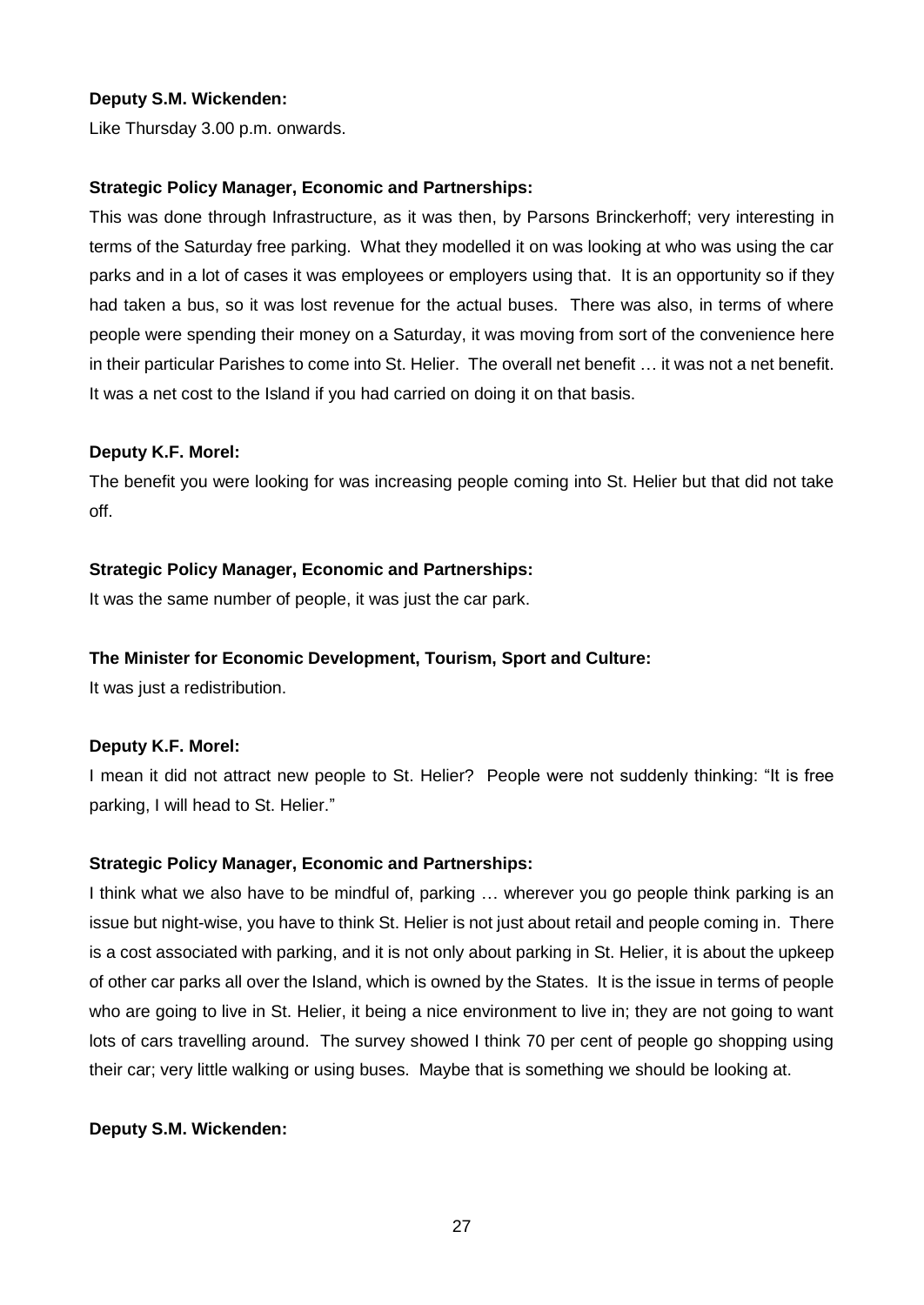**Deputy S.M. Wickenden:**

Like Thursday 3.00 p.m. onwards.

**Strategic Policy Manager, Economic and Partnerships:**

This was done through Infrastructure, as it was then, by Parsons Brinckerhoff; very interesting in terms of the Saturday free parking. What they modelled it on was looking at who was using the car parks and in a lot of cases it was employees or employers using that. It is an opportunity so if they had taken a bus, so it was lost revenue for the actual buses. There was also, in terms of where people were spending their money on a Saturday, it was moving from sort of the convenience here in their particular Parishes to come into St. Helier. The overall net benefit … it was not a net benefit. It was a net cost to the Island if you had carried on doing it on that basis.

**Deputy K.F. Morel:**

The benefit you were looking for was increasing people coming into St. Helier but that did not take off.

**Strategic Policy Manager, Economic and Partnerships:**

It was the same number of people, it was just the car park.

**The Minister for Economic Development, Tourism, Sport and Culture:**

It was just a redistribution.

**Deputy K.F. Morel:**

I mean it did not attract new people to St. Helier? People were not suddenly thinking: "It is free parking, I will head to St. Helier."

**Strategic Policy Manager, Economic and Partnerships:**

I think what we also have to be mindful of, parking … wherever you go people think parking is an issue but night-wise, you have to think St. Helier is not just about retail and people coming in. There is a cost associated with parking, and it is not only about parking in St. Helier, it is about the upkeep of other car parks all over the Island, which is owned by the States. It is the issue in terms of people who are going to live in St. Helier, it being a nice environment to live in; they are not going to want lots of cars travelling around. The survey showed I think 70 per cent of people go shopping using their car; very little walking or using buses. Maybe that is something we should be looking at.

**Deputy S.M. Wickenden:**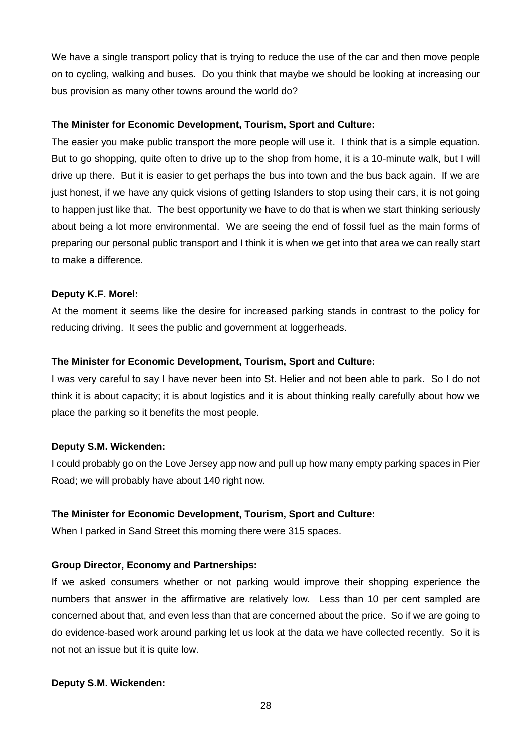We have a single transport policy that is trying to reduce the use of the car and then move people on to cycling, walking and buses. Do you think that maybe we should be looking at increasing our bus provision as many other towns around the world do?

**The Minister for Economic Development, Tourism, Sport and Culture:**

The easier you make public transport the more people will use it. I think that is a simple equation. But to go shopping, quite often to drive up to the shop from home, it is a 10-minute walk, but I will drive up there. But it is easier to get perhaps the bus into town and the bus back again. If we are just honest, if we have any quick visions of getting Islanders to stop using their cars, it is not going to happen just like that. The best opportunity we have to do that is when we start thinking seriously about being a lot more environmental. We are seeing the end of fossil fuel as the main forms of preparing our personal public transport and I think it is when we get into that area we can really start to make a difference.

**Deputy K.F. Morel:**

At the moment it seems like the desire for increased parking stands in contrast to the policy for reducing driving. It sees the public and government at loggerheads.

**The Minister for Economic Development, Tourism, Sport and Culture:**

I was very careful to say I have never been into St. Helier and not been able to park. So I do not think it is about capacity; it is about logistics and it is about thinking really carefully about how we place the parking so it benefits the most people.

**Deputy S.M. Wickenden:**

I could probably go on the Love Jersey app now and pull up how many empty parking spaces in Pier Road; we will probably have about 140 right now.

**The Minister for Economic Development, Tourism, Sport and Culture:**

When I parked in Sand Street this morning there were 315 spaces.

**Group Director, Economy and Partnerships:**

If we asked consumers whether or not parking would improve their shopping experience the numbers that answer in the affirmative are relatively low. Less than 10 per cent sampled are concerned about that, and even less than that are concerned about the price. So if we are going to do evidence-based work around parking let us look at the data we have collected recently. So it is not not an issue but it is quite low.

**Deputy S.M. Wickenden:**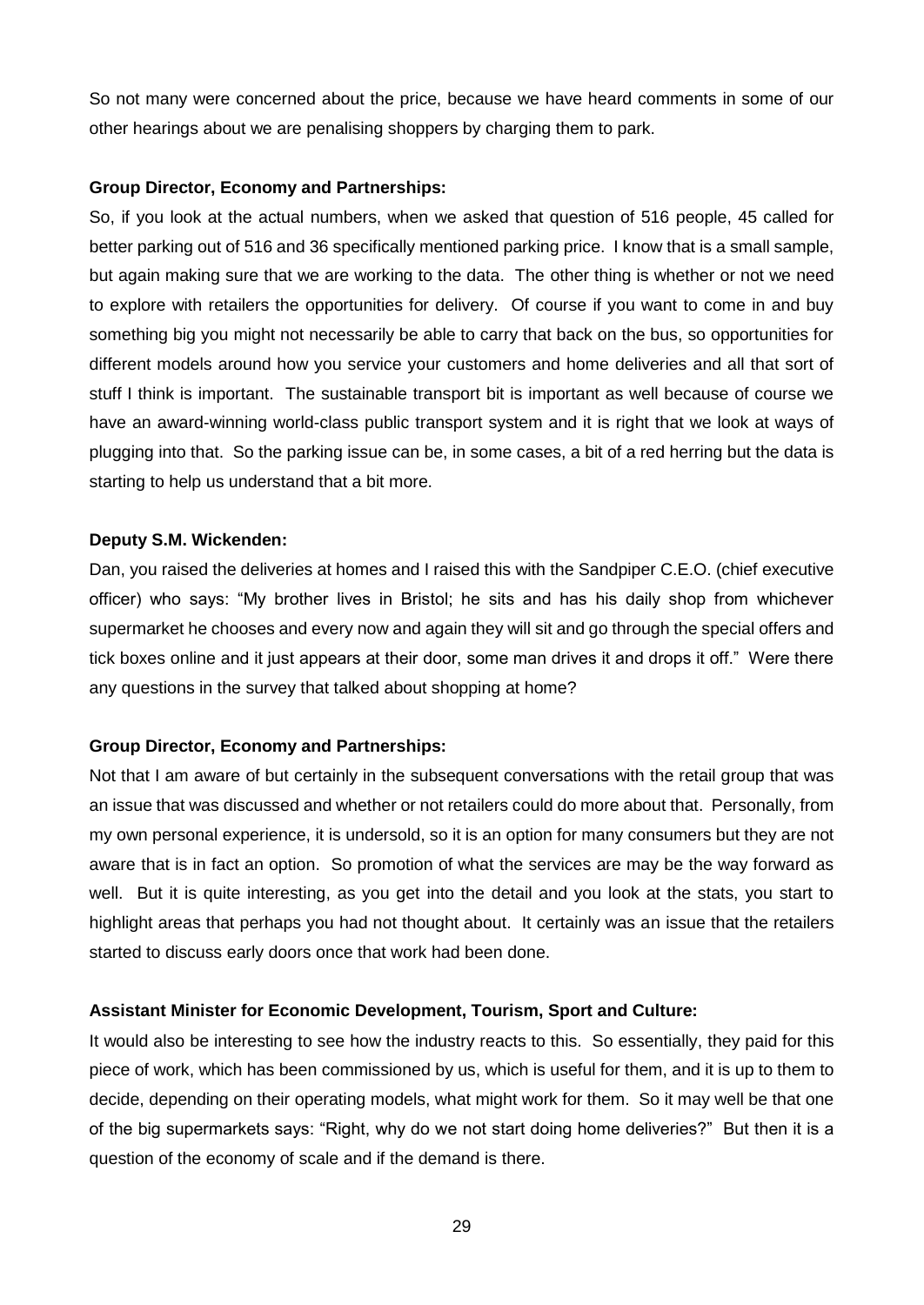So not many were concerned about the price, because we have heard comments in some of our other hearings about we are penalising shoppers by charging them to park.

**Group Director, Economy and Partnerships:**

So, if you look at the actual numbers, when we asked that question of 516 people, 45 called for better parking out of 516 and 36 specifically mentioned parking price. I know that is a small sample, but again making sure that we are working to the data. The other thing is whether or not we need to explore with retailers the opportunities for delivery. Of course if you want to come in and buy something big you might not necessarily be able to carry that back on the bus, so opportunities for different models around how you service your customers and home deliveries and all that sort of stuff I think is important. The sustainable transport bit is important as well because of course we have an award-winning world-class public transport system and it is right that we look at ways of plugging into that. So the parking issue can be, in some cases, a bit of a red herring but the data is starting to help us understand that a bit more.

**Deputy S.M. Wickenden:**

Dan, you raised the deliveries at homes and I raised this with the Sandpiper C.E.O. (chief executive officer) who says: "My brother lives in Bristol; he sits and has his daily shop from whichever supermarket he chooses and every now and again they will sit and go through the special offers and tick boxes online and it just appears at their door, some man drives it and drops it off." Were there any questions in the survey that talked about shopping at home?

**Group Director, Economy and Partnerships:**

Not that I am aware of but certainly in the subsequent conversations with the retail group that was an issue that was discussed and whether or not retailers could do more about that. Personally, from my own personal experience, it is undersold, so it is an option for many consumers but they are not aware that is in fact an option. So promotion of what the services are may be the way forward as well. But it is quite interesting, as you get into the detail and you look at the stats, you start to highlight areas that perhaps you had not thought about. It certainly was an issue that the retailers started to discuss early doors once that work had been done.

**Assistant Minister for Economic Development, Tourism, Sport and Culture:**

It would also be interesting to see how the industry reacts to this. So essentially, they paid for this piece of work, which has been commissioned by us, which is useful for them, and it is up to them to decide, depending on their operating models, what might work for them. So it may well be that one of the big supermarkets says: "Right, why do we not start doing home deliveries?" But then it is a question of the economy of scale and if the demand is there.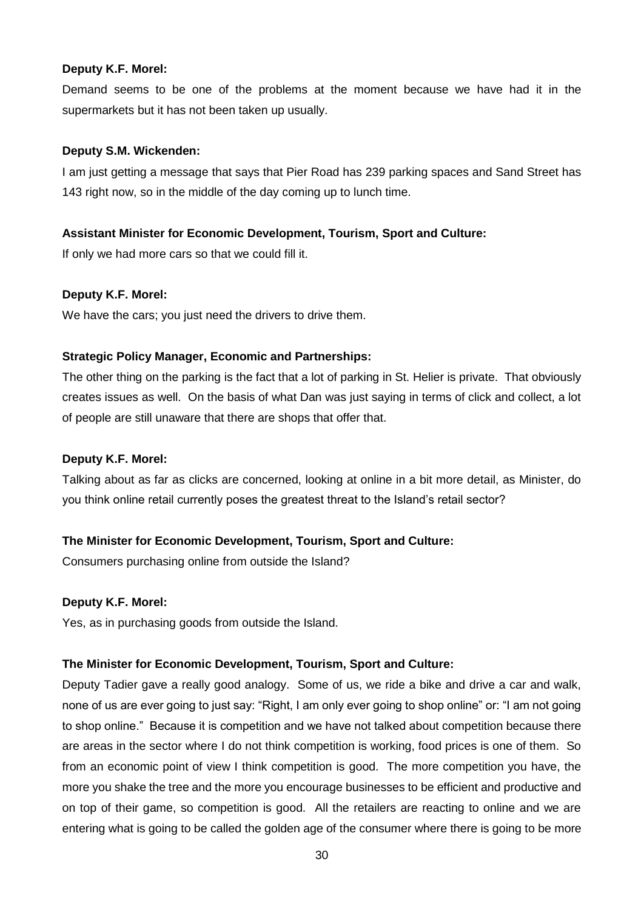**Deputy K.F. Morel:**

Demand seems to be one of the problems at the moment because we have had it in the supermarkets but it has not been taken up usually.

**Deputy S.M. Wickenden:**

I am just getting a message that says that Pier Road has 239 parking spaces and Sand Street has 143 right now, so in the middle of the day coming up to lunch time.

**Assistant Minister for Economic Development, Tourism, Sport and Culture:**

If only we had more cars so that we could fill it.

**Deputy K.F. Morel:**

We have the cars; you just need the drivers to drive them.

**Strategic Policy Manager, Economic and Partnerships:**

The other thing on the parking is the fact that a lot of parking in St. Helier is private. That obviously creates issues as well. On the basis of what Dan was just saying in terms of click and collect, a lot of people are still unaware that there are shops that offer that.

**Deputy K.F. Morel:**

Talking about as far as clicks are concerned, looking at online in a bit more detail, as Minister, do you think online retail currently poses the greatest threat to the Island's retail sector?

**The Minister for Economic Development, Tourism, Sport and Culture:**

Consumers purchasing online from outside the Island?

**Deputy K.F. Morel:**

Yes, as in purchasing goods from outside the Island.

**The Minister for Economic Development, Tourism, Sport and Culture:**

Deputy Tadier gave a really good analogy. Some of us, we ride a bike and drive a car and walk, none of us are ever going to just say: "Right, I am only ever going to shop online" or: "I am not going to shop online." Because it is competition and we have not talked about competition because there are areas in the sector where I do not think competition is working, food prices is one of them. So from an economic point of view I think competition is good. The more competition you have, the more you shake the tree and the more you encourage businesses to be efficient and productive and on top of their game, so competition is good. All the retailers are reacting to online and we are entering what is going to be called the golden age of the consumer where there is going to be more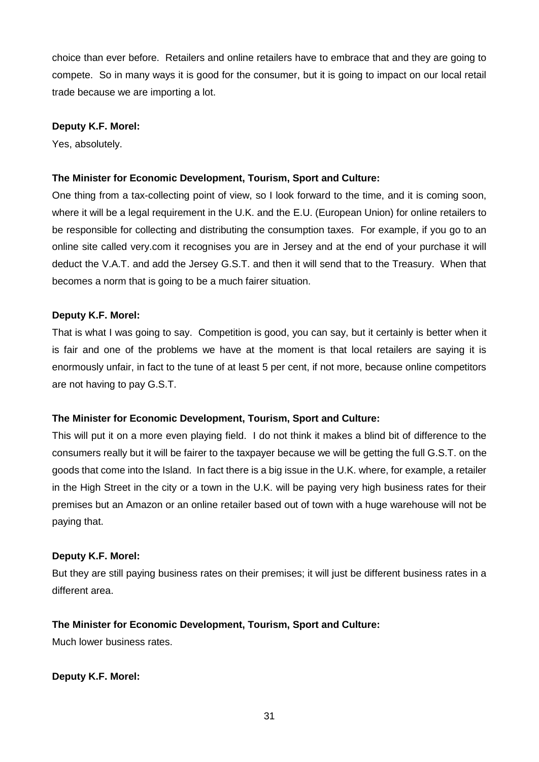choice than ever before. Retailers and online retailers have to embrace that and they are going to compete. So in many ways it is good for the consumer, but it is going to impact on our local retail trade because we are importing a lot.

**Deputy K.F. Morel:**

Yes, absolutely.

**The Minister for Economic Development, Tourism, Sport and Culture:**

One thing from a tax-collecting point of view, so I look forward to the time, and it is coming soon, where it will be a legal requirement in the U.K. and the E.U. (European Union) for online retailers to be responsible for collecting and distributing the consumption taxes. For example, if you go to an online site called very.com it recognises you are in Jersey and at the end of your purchase it will deduct the V.A.T. and add the Jersey G.S.T. and then it will send that to the Treasury. When that becomes a norm that is going to be a much fairer situation.

**Deputy K.F. Morel:**

That is what I was going to say. Competition is good, you can say, but it certainly is better when it is fair and one of the problems we have at the moment is that local retailers are saying it is enormously unfair, in fact to the tune of at least 5 per cent, if not more, because online competitors are not having to pay G.S.T.

**The Minister for Economic Development, Tourism, Sport and Culture:**

This will put it on a more even playing field. I do not think it makes a blind bit of difference to the consumers really but it will be fairer to the taxpayer because we will be getting the full G.S.T. on the goods that come into the Island. In fact there is a big issue in the U.K. where, for example, a retailer in the High Street in the city or a town in the U.K. will be paying very high business rates for their premises but an Amazon or an online retailer based out of town with a huge warehouse will not be paying that.

**Deputy K.F. Morel:**

But they are still paying business rates on their premises; it will just be different business rates in a different area.

**The Minister for Economic Development, Tourism, Sport and Culture:**

Much lower business rates.

**Deputy K.F. Morel:**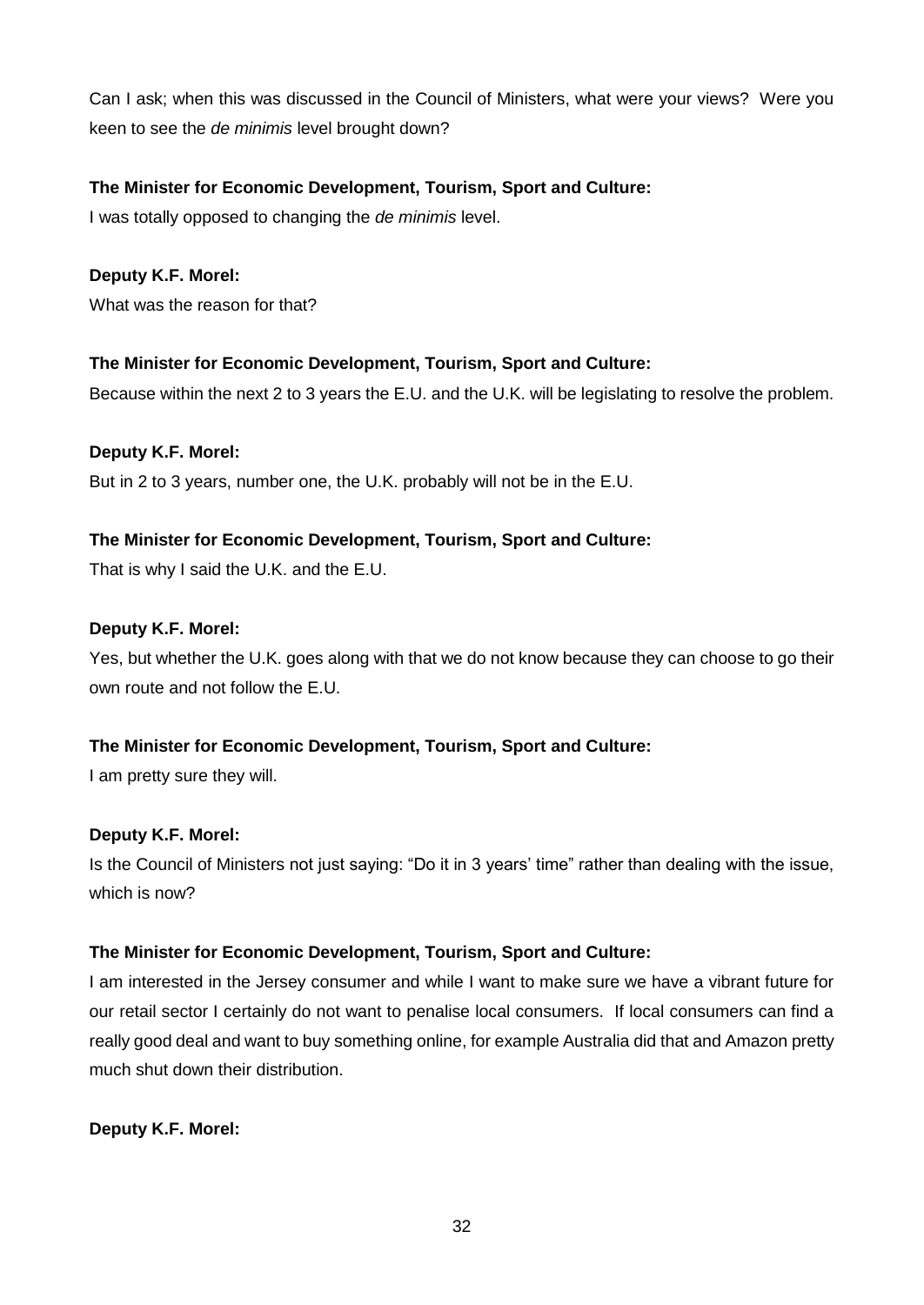Can I ask; when this was discussed in the Council of Ministers, what were your views? Were you keen to see the *de minimis* level brought down?

**The Minister for Economic Development, Tourism, Sport and Culture:**

I was totally opposed to changing the *de minimis* level.

**Deputy K.F. Morel:**

What was the reason for that?

**The Minister for Economic Development, Tourism, Sport and Culture:**

Because within the next 2 to 3 years the E.U. and the U.K. will be legislating to resolve the problem.

**Deputy K.F. Morel:**

But in 2 to 3 years, number one, the U.K. probably will not be in the E.U.

**The Minister for Economic Development, Tourism, Sport and Culture:**

That is why I said the U.K. and the E.U.

**Deputy K.F. Morel:**

Yes, but whether the U.K. goes along with that we do not know because they can choose to go their own route and not follow the E.U.

**The Minister for Economic Development, Tourism, Sport and Culture:**

I am pretty sure they will.

**Deputy K.F. Morel:**

Is the Council of Ministers not just saying: "Do it in 3 years' time" rather than dealing with the issue, which is now?

**The Minister for Economic Development, Tourism, Sport and Culture:**

I am interested in the Jersey consumer and while I want to make sure we have a vibrant future for our retail sector I certainly do not want to penalise local consumers. If local consumers can find a really good deal and want to buy something online, for example Australia did that and Amazon pretty much shut down their distribution.

**Deputy K.F. Morel:**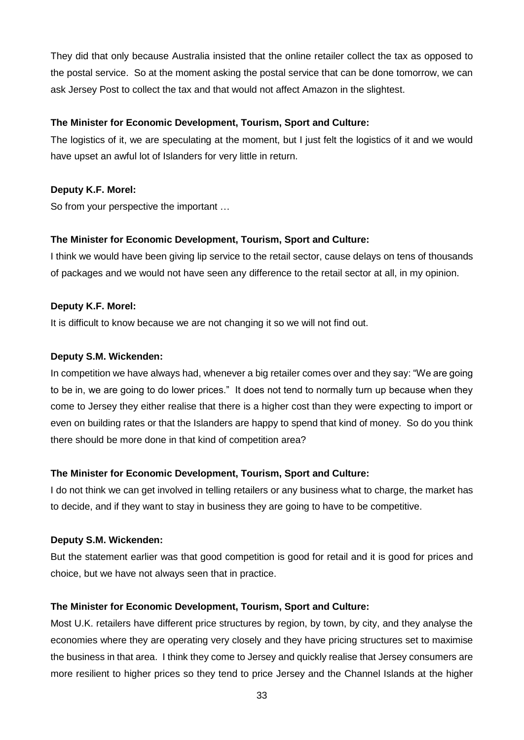They did that only because Australia insisted that the online retailer collect the tax as opposed to the postal service. So at the moment asking the postal service that can be done tomorrow, we can ask Jersey Post to collect the tax and that would not affect Amazon in the slightest.

**The Minister for Economic Development, Tourism, Sport and Culture:**

The logistics of it, we are speculating at the moment, but I just felt the logistics of it and we would have upset an awful lot of Islanders for very little in return.

**Deputy K.F. Morel:**

So from your perspective the important …

**The Minister for Economic Development, Tourism, Sport and Culture:**

I think we would have been giving lip service to the retail sector, cause delays on tens of thousands of packages and we would not have seen any difference to the retail sector at all, in my opinion.

**Deputy K.F. Morel:**

It is difficult to know because we are not changing it so we will not find out.

**Deputy S.M. Wickenden:**

In competition we have always had, whenever a big retailer comes over and they say: "We are going to be in, we are going to do lower prices." It does not tend to normally turn up because when they come to Jersey they either realise that there is a higher cost than they were expecting to import or even on building rates or that the Islanders are happy to spend that kind of money. So do you think there should be more done in that kind of competition area?

**The Minister for Economic Development, Tourism, Sport and Culture:**

I do not think we can get involved in telling retailers or any business what to charge, the market has to decide, and if they want to stay in business they are going to have to be competitive.

**Deputy S.M. Wickenden:**

But the statement earlier was that good competition is good for retail and it is good for prices and choice, but we have not always seen that in practice.

**The Minister for Economic Development, Tourism, Sport and Culture:**

Most U.K. retailers have different price structures by region, by town, by city, and they analyse the economies where they are operating very closely and they have pricing structures set to maximise the business in that area. I think they come to Jersey and quickly realise that Jersey consumers are more resilient to higher prices so they tend to price Jersey and the Channel Islands at the higher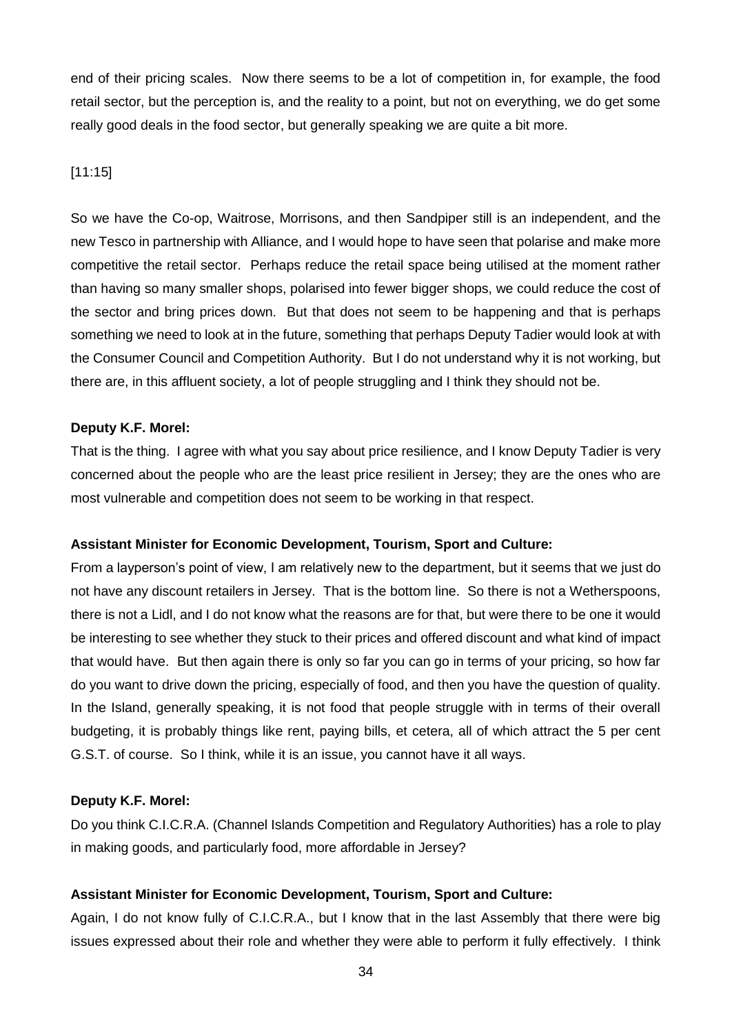end of their pricing scales. Now there seems to be a lot of competition in, for example, the food retail sector, but the perception is, and the reality to a point, but not on everything, we do get some really good deals in the food sector, but generally speaking we are quite a bit more.

[11:15]

So we have the Co-op, Waitrose, Morrisons, and then Sandpiper still is an independent, and the new Tesco in partnership with Alliance, and I would hope to have seen that polarise and make more competitive the retail sector. Perhaps reduce the retail space being utilised at the moment rather than having so many smaller shops, polarised into fewer bigger shops, we could reduce the cost of the sector and bring prices down. But that does not seem to be happening and that is perhaps something we need to look at in the future, something that perhaps Deputy Tadier would look at with the Consumer Council and Competition Authority. But I do not understand why it is not working, but there are, in this affluent society, a lot of people struggling and I think they should not be.

**Deputy K.F. Morel:**

That is the thing. I agree with what you say about price resilience, and I know Deputy Tadier is very concerned about the people who are the least price resilient in Jersey; they are the ones who are most vulnerable and competition does not seem to be working in that respect.

**Assistant Minister for Economic Development, Tourism, Sport and Culture:**

From a layperson's point of view, I am relatively new to the department, but it seems that we just do not have any discount retailers in Jersey. That is the bottom line. So there is not a Wetherspoons, there is not a Lidl, and I do not know what the reasons are for that, but were there to be one it would be interesting to see whether they stuck to their prices and offered discount and what kind of impact that would have. But then again there is only so far you can go in terms of your pricing, so how far do you want to drive down the pricing, especially of food, and then you have the question of quality. In the Island, generally speaking, it is not food that people struggle with in terms of their overall budgeting, it is probably things like rent, paying bills, et cetera, all of which attract the 5 per cent G.S.T. of course. So I think, while it is an issue, you cannot have it all ways.

**Deputy K.F. Morel:**

Do you think C.I.C.R.A. (Channel Islands Competition and Regulatory Authorities) has a role to play in making goods, and particularly food, more affordable in Jersey?

**Assistant Minister for Economic Development, Tourism, Sport and Culture:**

Again, I do not know fully of C.I.C.R.A., but I know that in the last Assembly that there were big issues expressed about their role and whether they were able to perform it fully effectively. I think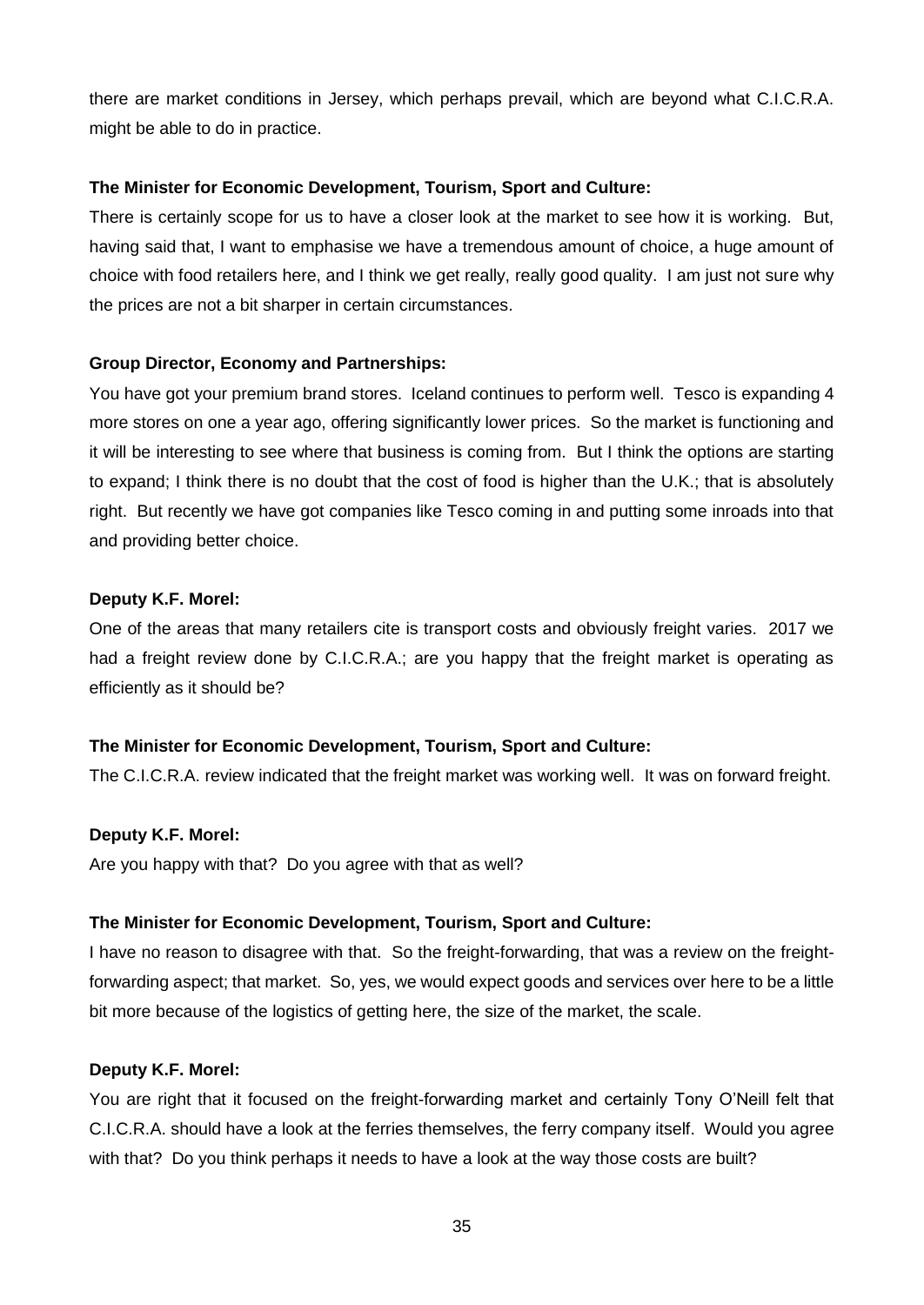there are market conditions in Jersey, which perhaps prevail, which are beyond what C.I.C.R.A. might be able to do in practice.

**The Minister for Economic Development, Tourism, Sport and Culture:**

There is certainly scope for us to have a closer look at the market to see how it is working. But, having said that, I want to emphasise we have a tremendous amount of choice, a huge amount of choice with food retailers here, and I think we get really, really good quality. I am just not sure why the prices are not a bit sharper in certain circumstances.

**Group Director, Economy and Partnerships:**

You have got your premium brand stores. Iceland continues to perform well. Tesco is expanding 4 more stores on one a year ago, offering significantly lower prices. So the market is functioning and it will be interesting to see where that business is coming from. But I think the options are starting to expand; I think there is no doubt that the cost of food is higher than the U.K.; that is absolutely right. But recently we have got companies like Tesco coming in and putting some inroads into that and providing better choice.

**Deputy K.F. Morel:**

One of the areas that many retailers cite is transport costs and obviously freight varies. 2017 we had a freight review done by C.I.C.R.A.; are you happy that the freight market is operating as efficiently as it should be?

**The Minister for Economic Development, Tourism, Sport and Culture:**

The C.I.C.R.A. review indicated that the freight market was working well. It was on forward freight.

**Deputy K.F. Morel:**

Are you happy with that? Do you agree with that as well?

**The Minister for Economic Development, Tourism, Sport and Culture:**

I have no reason to disagree with that. So the freight-forwarding, that was a review on the freight-forwarding aspect; that market. So, yes, we would expect goods and services over here to be a little bit more because of the logistics of getting here, the size of the market, the scale.

**Deputy K.F. Morel:**

You are right that it focused on the freight-forwarding market and certainly Tony O'Neill felt that C.I.C.R.A. should have a look at the ferries themselves, the ferry company itself. Would you agree with that? Do you think perhaps it needs to have a look at the way those costs are built?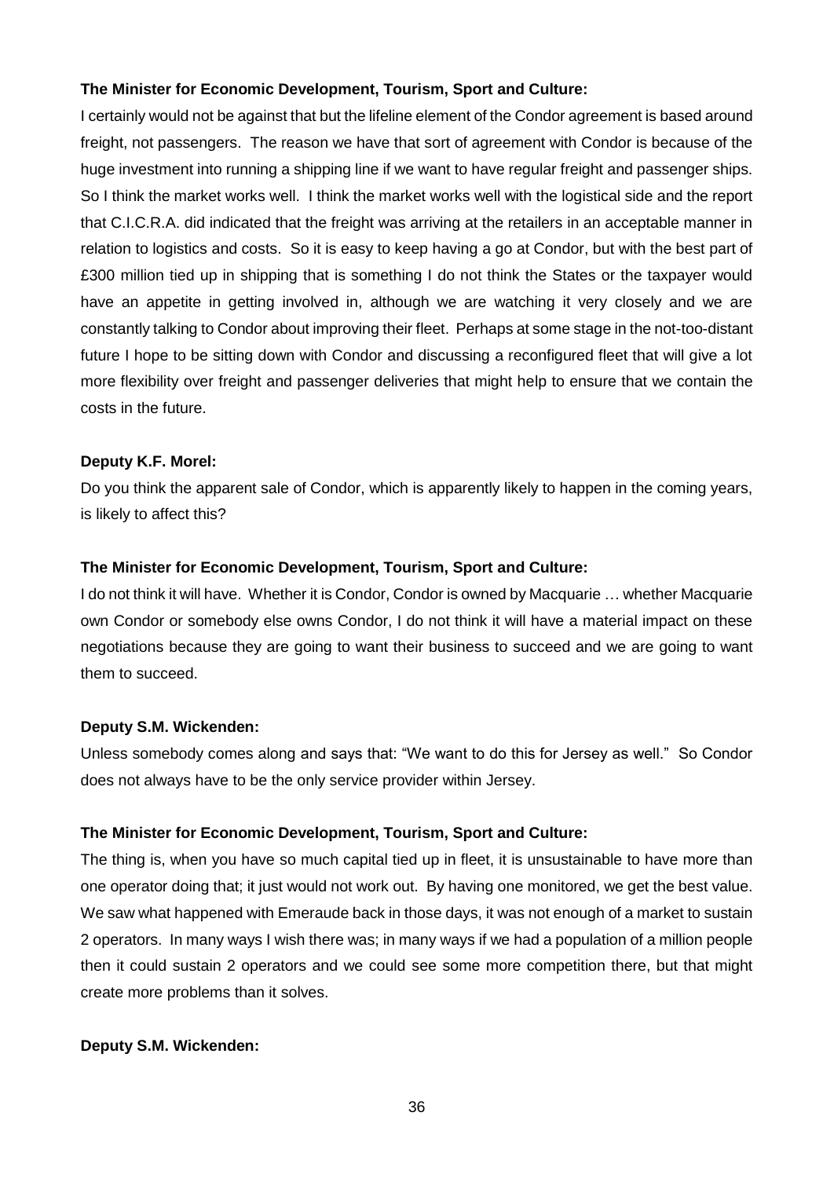**The Minister for Economic Development, Tourism, Sport and Culture:**

I certainly would not be against that but the lifeline element of the Condor agreement is based around freight, not passengers. The reason we have that sort of agreement with Condor is because of the huge investment into running a shipping line if we want to have regular freight and passenger ships. So I think the market works well. I think the market works well with the logistical side and the report that C.I.C.R.A. did indicated that the freight was arriving at the retailers in an acceptable manner in relation to logistics and costs. So it is easy to keep having a go at Condor, but with the best part of £300 million tied up in shipping that is something I do not think the States or the taxpayer would have an appetite in getting involved in, although we are watching it very closely and we are constantly talking to Condor about improving their fleet. Perhaps at some stage in the not-too-distant future I hope to be sitting down with Condor and discussing a reconfigured fleet that will give a lot more flexibility over freight and passenger deliveries that might help to ensure that we contain the costs in the future.

**Deputy K.F. Morel:**

Do you think the apparent sale of Condor, which is apparently likely to happen in the coming years, is likely to affect this?

**The Minister for Economic Development, Tourism, Sport and Culture:**

I do not think it will have. Whether it is Condor, Condor is owned by Macquarie … whether Macquarie own Condor or somebody else owns Condor, I do not think it will have a material impact on these negotiations because they are going to want their business to succeed and we are going to want them to succeed.

**Deputy S.M. Wickenden:**

Unless somebody comes along and says that: "We want to do this for Jersey as well." So Condor does not always have to be the only service provider within Jersey.

**The Minister for Economic Development, Tourism, Sport and Culture:**

The thing is, when you have so much capital tied up in fleet, it is unsustainable to have more than one operator doing that; it just would not work out. By having one monitored, we get the best value. We saw what happened with Emeraude back in those days, it was not enough of a market to sustain 2 operators. In many ways I wish there was; in many ways if we had a population of a million people then it could sustain 2 operators and we could see some more competition there, but that might create more problems than it solves.

**Deputy S.M. Wickenden:**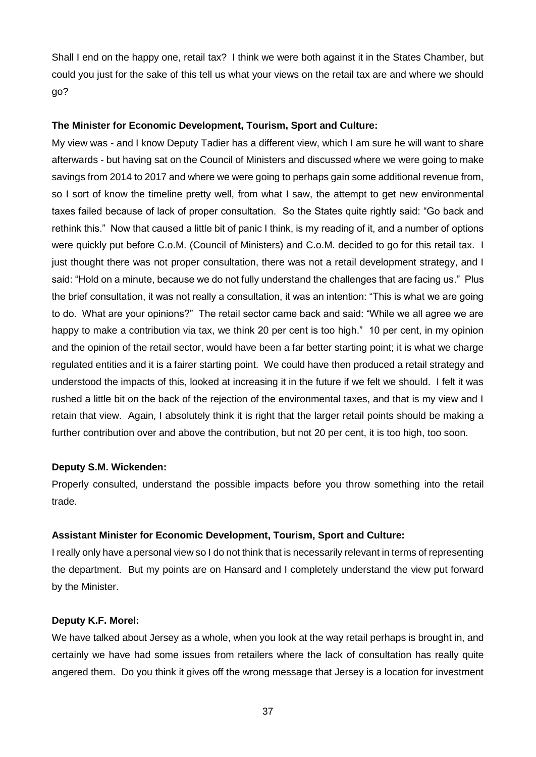Shall I end on the happy one, retail tax? I think we were both against it in the States Chamber, but could you just for the sake of this tell us what your views on the retail tax are and where we should go?

**The Minister for Economic Development, Tourism, Sport and Culture:**

My view was - and I know Deputy Tadier has a different view, which I am sure he will want to share afterwards - but having sat on the Council of Ministers and discussed where we were going to make savings from 2014 to 2017 and where we were going to perhaps gain some additional revenue from, so I sort of know the timeline pretty well, from what I saw, the attempt to get new environmental taxes failed because of lack of proper consultation. So the States quite rightly said: "Go back and rethink this." Now that caused a little bit of panic I think, is my reading of it, and a number of options were quickly put before C.o.M. (Council of Ministers) and C.o.M. decided to go for this retail tax. I just thought there was not proper consultation, there was not a retail development strategy, and I said: "Hold on a minute, because we do not fully understand the challenges that are facing us." Plus the brief consultation, it was not really a consultation, it was an intention: "This is what we are going to do. What are your opinions?" The retail sector came back and said: "While we all agree we are happy to make a contribution via tax, we think 20 per cent is too high." 10 per cent, in my opinion and the opinion of the retail sector, would have been a far better starting point; it is what we charge regulated entities and it is a fairer starting point. We could have then produced a retail strategy and understood the impacts of this, looked at increasing it in the future if we felt we should. I felt it was rushed a little bit on the back of the rejection of the environmental taxes, and that is my view and I retain that view. Again, I absolutely think it is right that the larger retail points should be making a further contribution over and above the contribution, but not 20 per cent, it is too high, too soon.

**Deputy S.M. Wickenden:**

Properly consulted, understand the possible impacts before you throw something into the retail trade.

**Assistant Minister for Economic Development, Tourism, Sport and Culture:**

I really only have a personal view so I do not think that is necessarily relevant in terms of representing the department. But my points are on Hansard and I completely understand the view put forward by the Minister.

**Deputy K.F. Morel:**

We have talked about Jersey as a whole, when you look at the way retail perhaps is brought in, and certainly we have had some issues from retailers where the lack of consultation has really quite angered them. Do you think it gives off the wrong message that Jersey is a location for investment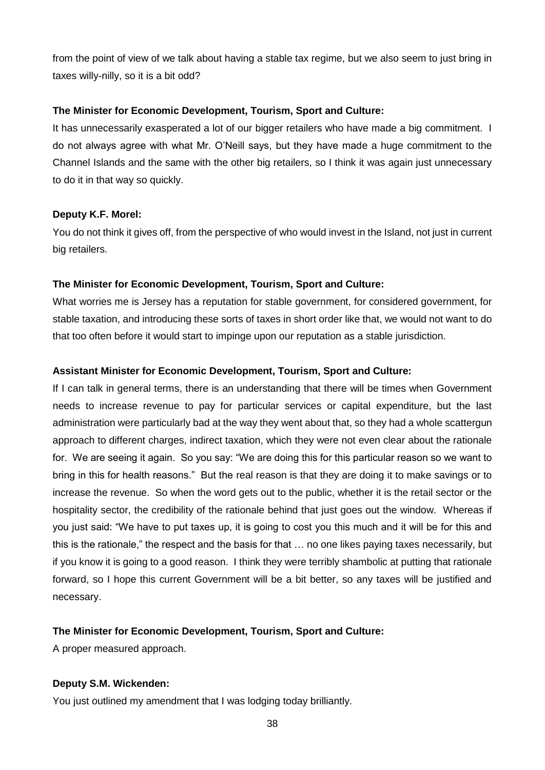from the point of view of we talk about having a stable tax regime, but we also seem to just bring in taxes willy-nilly, so it is a bit odd?

**The Minister for Economic Development, Tourism, Sport and Culture:**

It has unnecessarily exasperated a lot of our bigger retailers who have made a big commitment. I do not always agree with what Mr. O'Neill says, but they have made a huge commitment to the Channel Islands and the same with the other big retailers, so I think it was again just unnecessary to do it in that way so quickly.

**Deputy K.F. Morel:**

You do not think it gives off, from the perspective of who would invest in the Island, not just in current big retailers.

**The Minister for Economic Development, Tourism, Sport and Culture:**

What worries me is Jersey has a reputation for stable government, for considered government, for stable taxation, and introducing these sorts of taxes in short order like that, we would not want to do that too often before it would start to impinge upon our reputation as a stable jurisdiction.

**Assistant Minister for Economic Development, Tourism, Sport and Culture:**

If I can talk in general terms, there is an understanding that there will be times when Government needs to increase revenue to pay for particular services or capital expenditure, but the last administration were particularly bad at the way they went about that, so they had a whole scattergun approach to different charges, indirect taxation, which they were not even clear about the rationale for. We are seeing it again. So you say: "We are doing this for this particular reason so we want to bring in this for health reasons." But the real reason is that they are doing it to make savings or to increase the revenue. So when the word gets out to the public, whether it is the retail sector or the hospitality sector, the credibility of the rationale behind that just goes out the window. Whereas if you just said: "We have to put taxes up, it is going to cost you this much and it will be for this and this is the rationale," the respect and the basis for that … no one likes paying taxes necessarily, but if you know it is going to a good reason. I think they were terribly shambolic at putting that rationale forward, so I hope this current Government will be a bit better, so any taxes will be justified and necessary.

**The Minister for Economic Development, Tourism, Sport and Culture:**

A proper measured approach.

**Deputy S.M. Wickenden:**

You just outlined my amendment that I was lodging today brilliantly.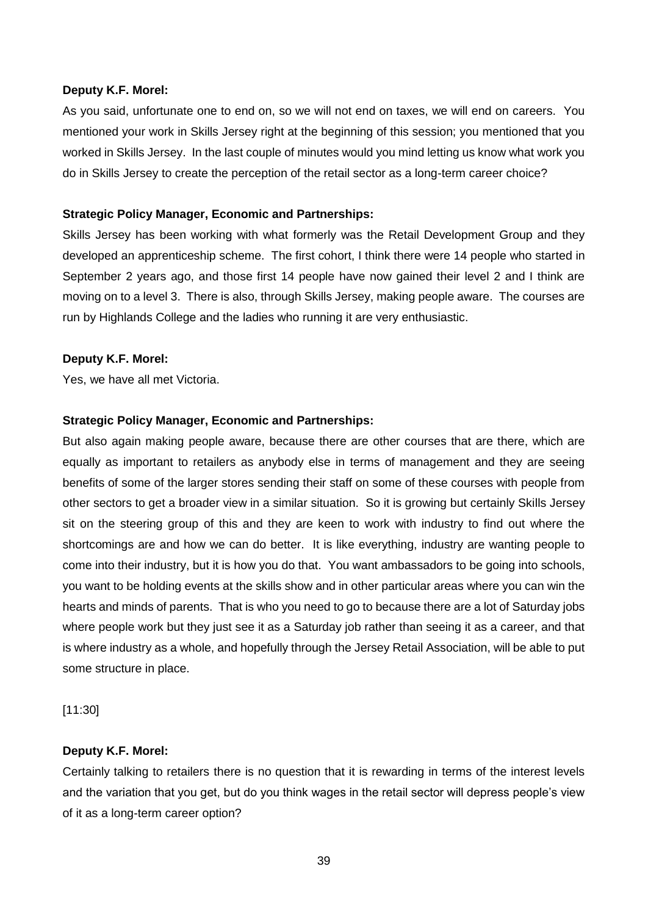**Deputy K.F. Morel:**

As you said, unfortunate one to end on, so we will not end on taxes, we will end on careers. You mentioned your work in Skills Jersey right at the beginning of this session; you mentioned that you worked in Skills Jersey. In the last couple of minutes would you mind letting us know what work you do in Skills Jersey to create the perception of the retail sector as a long-term career choice?

**Strategic Policy Manager, Economic and Partnerships:**

Skills Jersey has been working with what formerly was the Retail Development Group and they developed an apprenticeship scheme. The first cohort, I think there were 14 people who started in September 2 years ago, and those first 14 people have now gained their level 2 and I think are moving on to a level 3. There is also, through Skills Jersey, making people aware. The courses are run by Highlands College and the ladies who running it are very enthusiastic.

**Deputy K.F. Morel:**

Yes, we have all met Victoria.

**Strategic Policy Manager, Economic and Partnerships:**

But also again making people aware, because there are other courses that are there, which are equally as important to retailers as anybody else in terms of management and they are seeing benefits of some of the larger stores sending their staff on some of these courses with people from other sectors to get a broader view in a similar situation. So it is growing but certainly Skills Jersey sit on the steering group of this and they are keen to work with industry to find out where the shortcomings are and how we can do better. It is like everything, industry are wanting people to come into their industry, but it is how you do that. You want ambassadors to be going into schools, you want to be holding events at the skills show and in other particular areas where you can win the hearts and minds of parents. That is who you need to go to because there are a lot of Saturday jobs where people work but they just see it as a Saturday job rather than seeing it as a career, and that is where industry as a whole, and hopefully through the Jersey Retail Association, will be able to put some structure in place.

[11:30]

**Deputy K.F. Morel:**

Certainly talking to retailers there is no question that it is rewarding in terms of the interest levels and the variation that you get, but do you think wages in the retail sector will depress people's view of it as a long-term career option?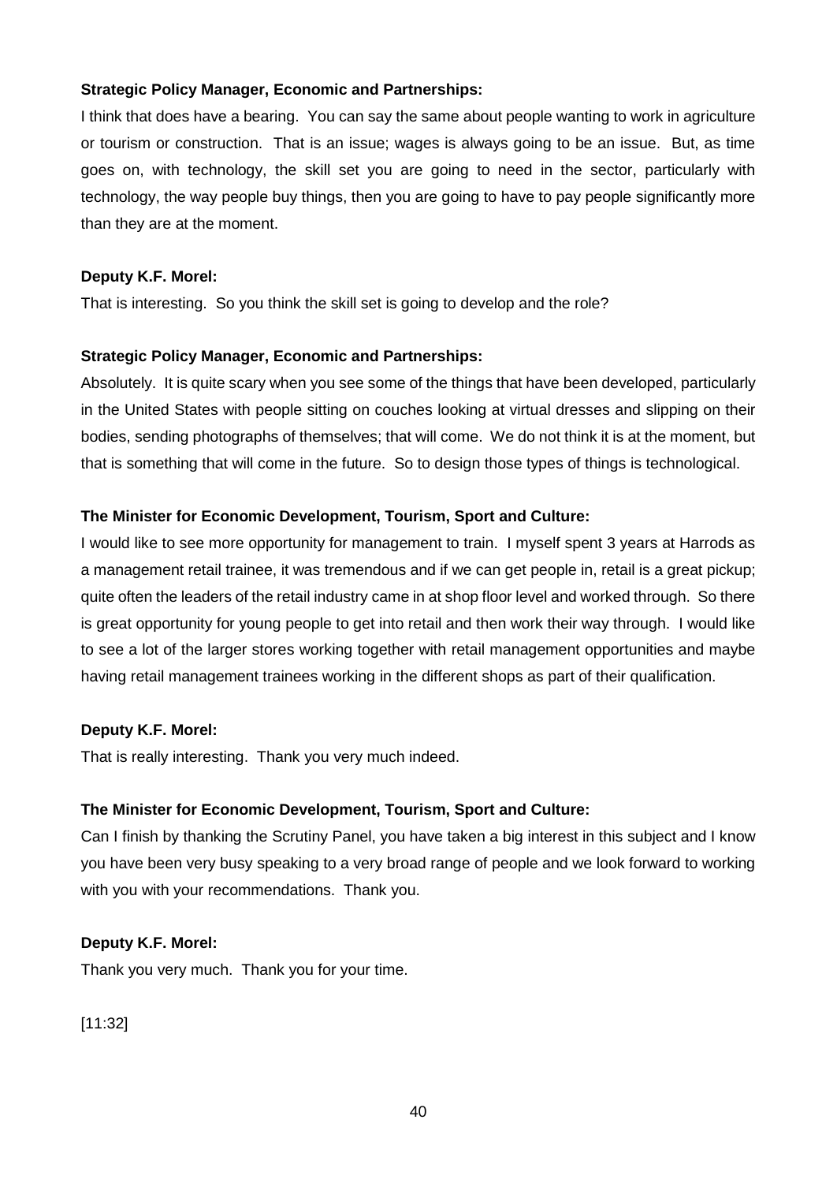**Strategic Policy Manager, Economic and Partnerships:**

I think that does have a bearing. You can say the same about people wanting to work in agriculture or tourism or construction. That is an issue; wages is always going to be an issue. But, as time goes on, with technology, the skill set you are going to need in the sector, particularly with technology, the way people buy things, then you are going to have to pay people significantly more than they are at the moment.

**Deputy K.F. Morel:**

That is interesting. So you think the skill set is going to develop and the role?

**Strategic Policy Manager, Economic and Partnerships:**

Absolutely. It is quite scary when you see some of the things that have been developed, particularly in the United States with people sitting on couches looking at virtual dresses and slipping on their bodies, sending photographs of themselves; that will come. We do not think it is at the moment, but that is something that will come in the future. So to design those types of things is technological.

**The Minister for Economic Development, Tourism, Sport and Culture:**

I would like to see more opportunity for management to train. I myself spent 3 years at Harrods as a management retail trainee, it was tremendous and if we can get people in, retail is a great pickup; quite often the leaders of the retail industry came in at shop floor level and worked through. So there is great opportunity for young people to get into retail and then work their way through. I would like to see a lot of the larger stores working together with retail management opportunities and maybe having retail management trainees working in the different shops as part of their qualification.

**Deputy K.F. Morel:**

That is really interesting. Thank you very much indeed.

**The Minister for Economic Development, Tourism, Sport and Culture:**

Can I finish by thanking the Scrutiny Panel, you have taken a big interest in this subject and I know you have been very busy speaking to a very broad range of people and we look forward to working with you with your recommendations. Thank you.

**Deputy K.F. Morel:**

Thank you very much. Thank you for your time.

[11:32]